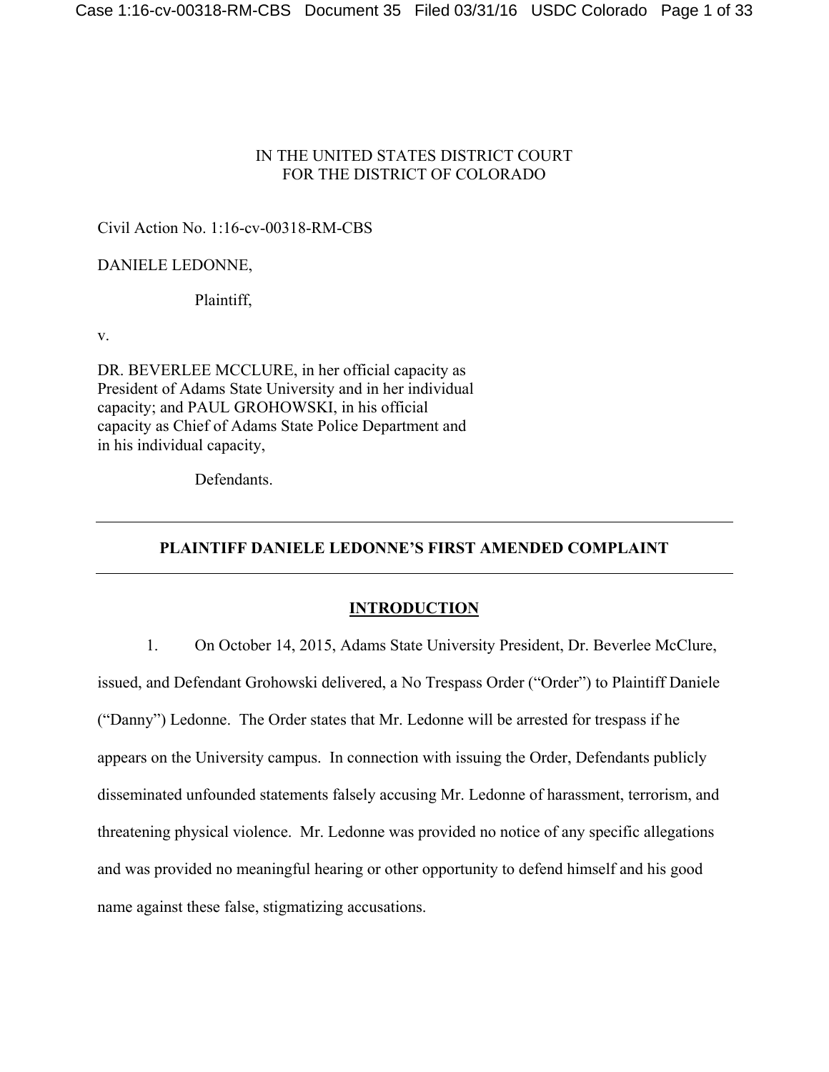IN THE UNITED STATES DISTRICT COURT
FOR THE DISTRICT OF COLORADO

Civil Action No. 1:16-cv-00318-RM-CBS

DANIELE LEDONNE,

Plaintiff,

v.

DR. BEVERLEE MCCLURE, in her official capacity as President of Adams State University and in her individual capacity; and PAUL GROHOWSKI, in his official capacity as Chief of Adams State Police Department and in his individual capacity,

Defendants.

---

**PLAINTIFF DANIELE LEDONNE'S FIRST AMENDED COMPLAINT**

---

## INTRODUCTION

1. On October 14, 2015, Adams State University President, Dr. Beverlee McClure, issued, and Defendant Grohowski delivered, a No Trespass Order ("Order") to Plaintiff Daniele ("Danny") Ledonne. The Order states that Mr. Ledonne will be arrested for trespass if he appears on the University campus. In connection with issuing the Order, Defendants publicly disseminated unfounded statements falsely accusing Mr. Ledonne of harassment, terrorism, and threatening physical violence. Mr. Ledonne was provided no notice of any specific allegations and was provided no meaningful hearing or other opportunity to defend himself and his good name against these false, stigmatizing accusations.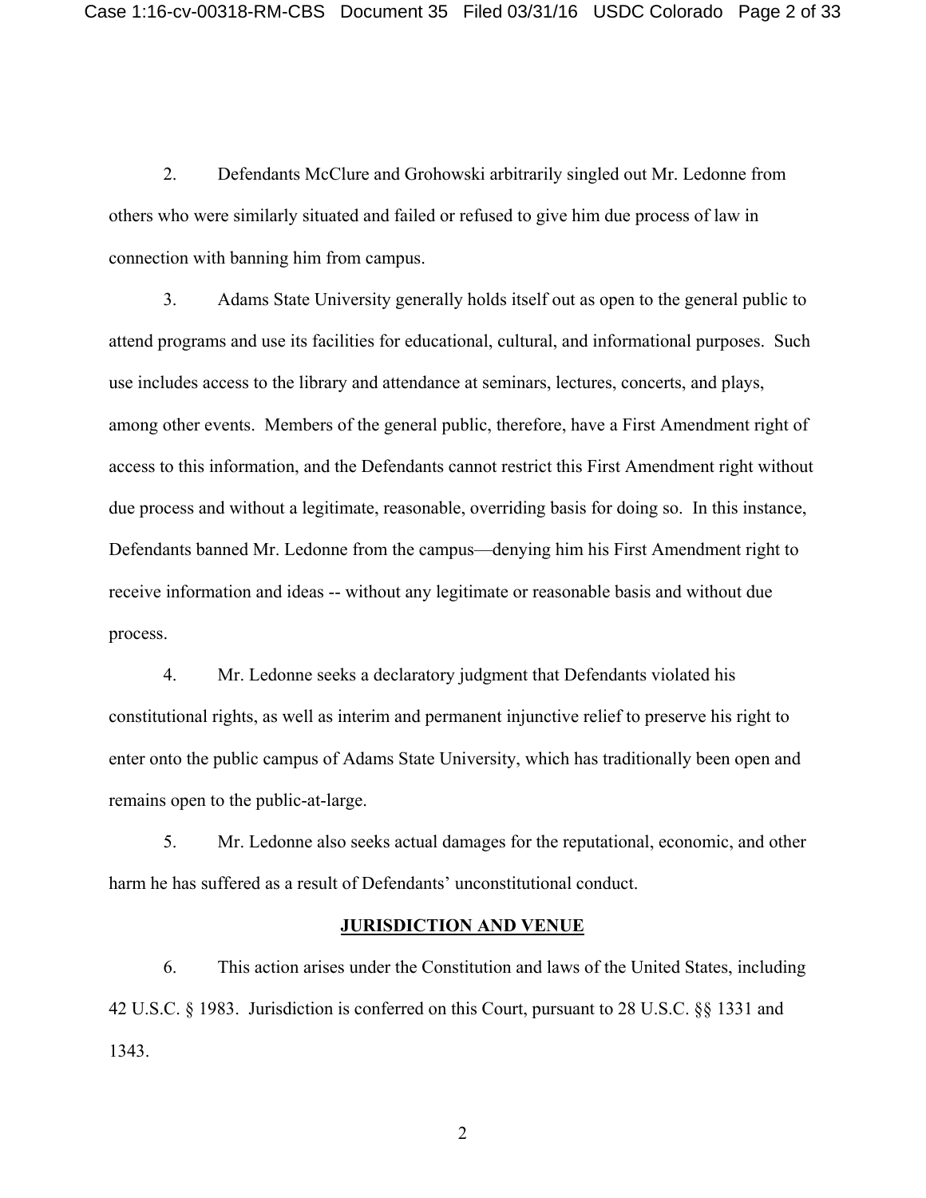2. Defendants McClure and Grohowski arbitrarily singled out Mr. Ledonne from others who were similarly situated and failed or refused to give him due process of law in connection with banning him from campus.

3. Adams State University generally holds itself out as open to the general public to attend programs and use its facilities for educational, cultural, and informational purposes. Such use includes access to the library and attendance at seminars, lectures, concerts, and plays, among other events. Members of the general public, therefore, have a First Amendment right of access to this information, and the Defendants cannot restrict this First Amendment right without due process and without a legitimate, reasonable, overriding basis for doing so. In this instance, Defendants banned Mr. Ledonne from the campus—denying him his First Amendment right to receive information and ideas -- without any legitimate or reasonable basis and without due process.

4. Mr. Ledonne seeks a declaratory judgment that Defendants violated his constitutional rights, as well as interim and permanent injunctive relief to preserve his right to enter onto the public campus of Adams State University, which has traditionally been open and remains open to the public-at-large.

5. Mr. Ledonne also seeks actual damages for the reputational, economic, and other harm he has suffered as a result of Defendants' unconstitutional conduct.

## JURISDICTION AND VENUE

6. This action arises under the Constitution and laws of the United States, including 42 U.S.C. § 1983. Jurisdiction is conferred on this Court, pursuant to 28 U.S.C. §§ 1331 and 1343.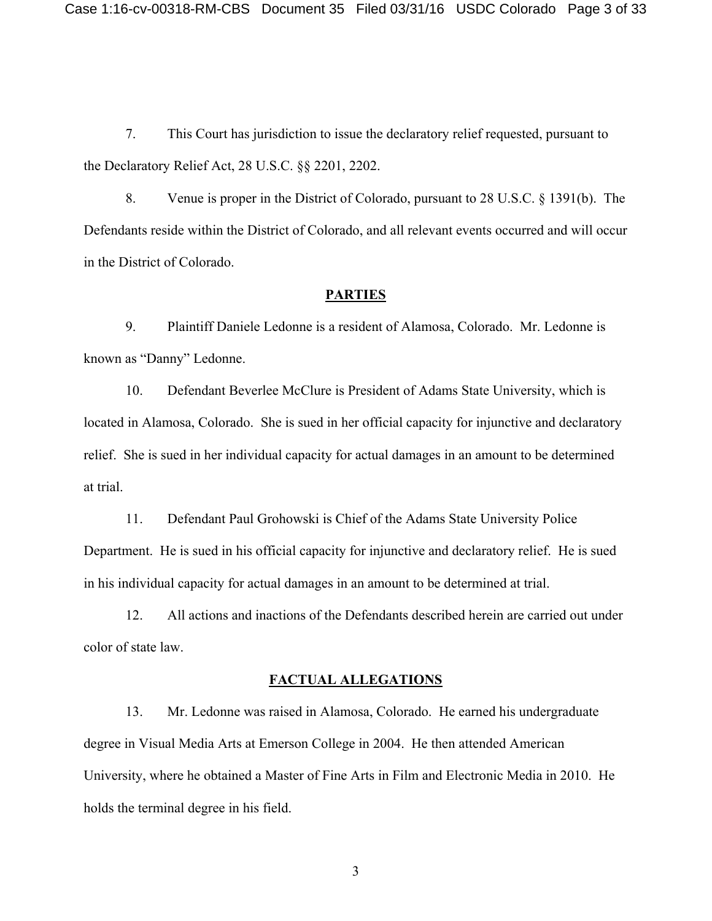7. This Court has jurisdiction to issue the declaratory relief requested, pursuant to the Declaratory Relief Act, 28 U.S.C. §§ 2201, 2202.

8. Venue is proper in the District of Colorado, pursuant to 28 U.S.C. § 1391(b). The Defendants reside within the District of Colorado, and all relevant events occurred and will occur in the District of Colorado.

## PARTIES

9. Plaintiff Daniele Ledonne is a resident of Alamosa, Colorado. Mr. Ledonne is known as "Danny" Ledonne.

10. Defendant Beverlee McClure is President of Adams State University, which is located in Alamosa, Colorado. She is sued in her official capacity for injunctive and declaratory relief. She is sued in her individual capacity for actual damages in an amount to be determined at trial.

11. Defendant Paul Grohowski is Chief of the Adams State University Police Department. He is sued in his official capacity for injunctive and declaratory relief. He is sued in his individual capacity for actual damages in an amount to be determined at trial.

12. All actions and inactions of the Defendants described herein are carried out under color of state law.

## FACTUAL ALLEGATIONS

13. Mr. Ledonne was raised in Alamosa, Colorado. He earned his undergraduate degree in Visual Media Arts at Emerson College in 2004. He then attended American University, where he obtained a Master of Fine Arts in Film and Electronic Media in 2010. He holds the terminal degree in his field.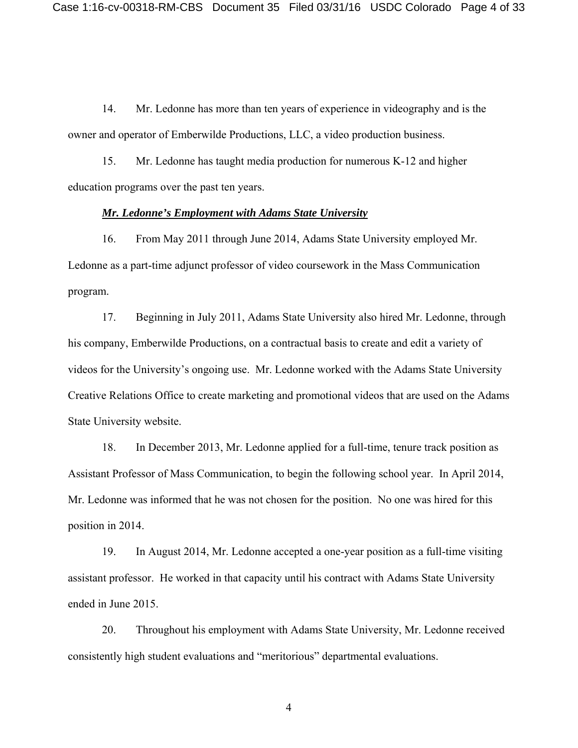14. Mr. Ledonne has more than ten years of experience in videography and is the owner and operator of Emberwilde Productions, LLC, a video production business.

15. Mr. Ledonne has taught media production for numerous K-12 and higher education programs over the past ten years.

***Mr. Ledonne's Employment with Adams State University***

16. From May 2011 through June 2014, Adams State University employed Mr. Ledonne as a part-time adjunct professor of video coursework in the Mass Communication program.

17. Beginning in July 2011, Adams State University also hired Mr. Ledonne, through his company, Emberwilde Productions, on a contractual basis to create and edit a variety of videos for the University's ongoing use. Mr. Ledonne worked with the Adams State University Creative Relations Office to create marketing and promotional videos that are used on the Adams State University website.

18. In December 2013, Mr. Ledonne applied for a full-time, tenure track position as Assistant Professor of Mass Communication, to begin the following school year. In April 2014, Mr. Ledonne was informed that he was not chosen for the position. No one was hired for this position in 2014.

19. In August 2014, Mr. Ledonne accepted a one-year position as a full-time visiting assistant professor. He worked in that capacity until his contract with Adams State University ended in June 2015.

20. Throughout his employment with Adams State University, Mr. Ledonne received consistently high student evaluations and "meritorious" departmental evaluations.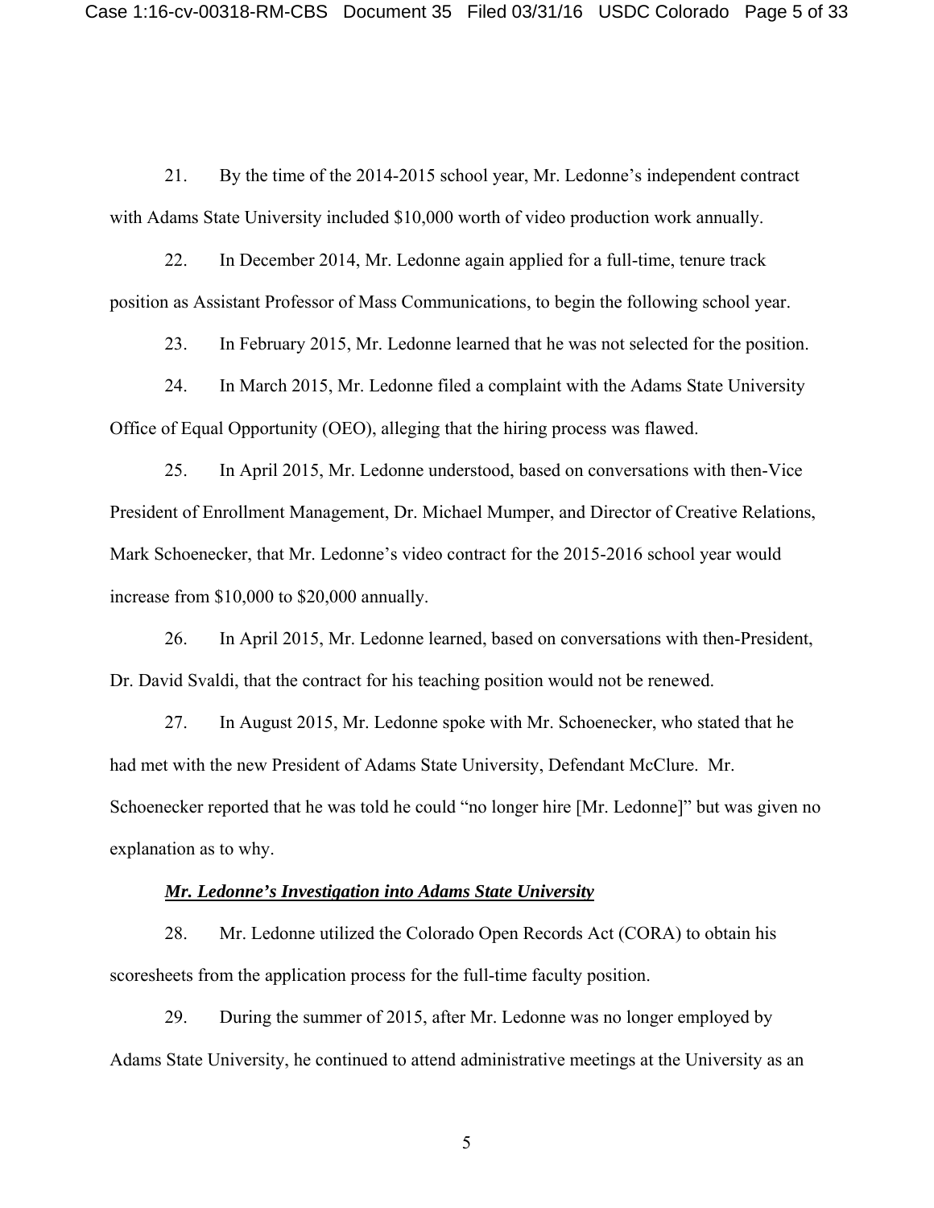21. By the time of the 2014-2015 school year, Mr. Ledonne's independent contract with Adams State University included $10,000 worth of video production work annually.

22. In December 2014, Mr. Ledonne again applied for a full-time, tenure track position as Assistant Professor of Mass Communications, to begin the following school year.

23. In February 2015, Mr. Ledonne learned that he was not selected for the position.

24. In March 2015, Mr. Ledonne filed a complaint with the Adams State University Office of Equal Opportunity (OEO), alleging that the hiring process was flawed.

25. In April 2015, Mr. Ledonne understood, based on conversations with then-Vice President of Enrollment Management, Dr. Michael Mumper, and Director of Creative Relations, Mark Schoenecker, that Mr. Ledonne's video contract for the 2015-2016 school year would increase from $10,000 to $20,000 annually.

26. In April 2015, Mr. Ledonne learned, based on conversations with then-President, Dr. David Svaldi, that the contract for his teaching position would not be renewed.

27. In August 2015, Mr. Ledonne spoke with Mr. Schoenecker, who stated that he had met with the new President of Adams State University, Defendant McClure. Mr. Schoenecker reported that he was told he could "no longer hire [Mr. Ledonne]" but was given no explanation as to why.

***__Mr. Ledonne's Investigation into Adams State University__***

28. Mr. Ledonne utilized the Colorado Open Records Act (CORA) to obtain his scoresheets from the application process for the full-time faculty position.

29. During the summer of 2015, after Mr. Ledonne was no longer employed by Adams State University, he continued to attend administrative meetings at the University as an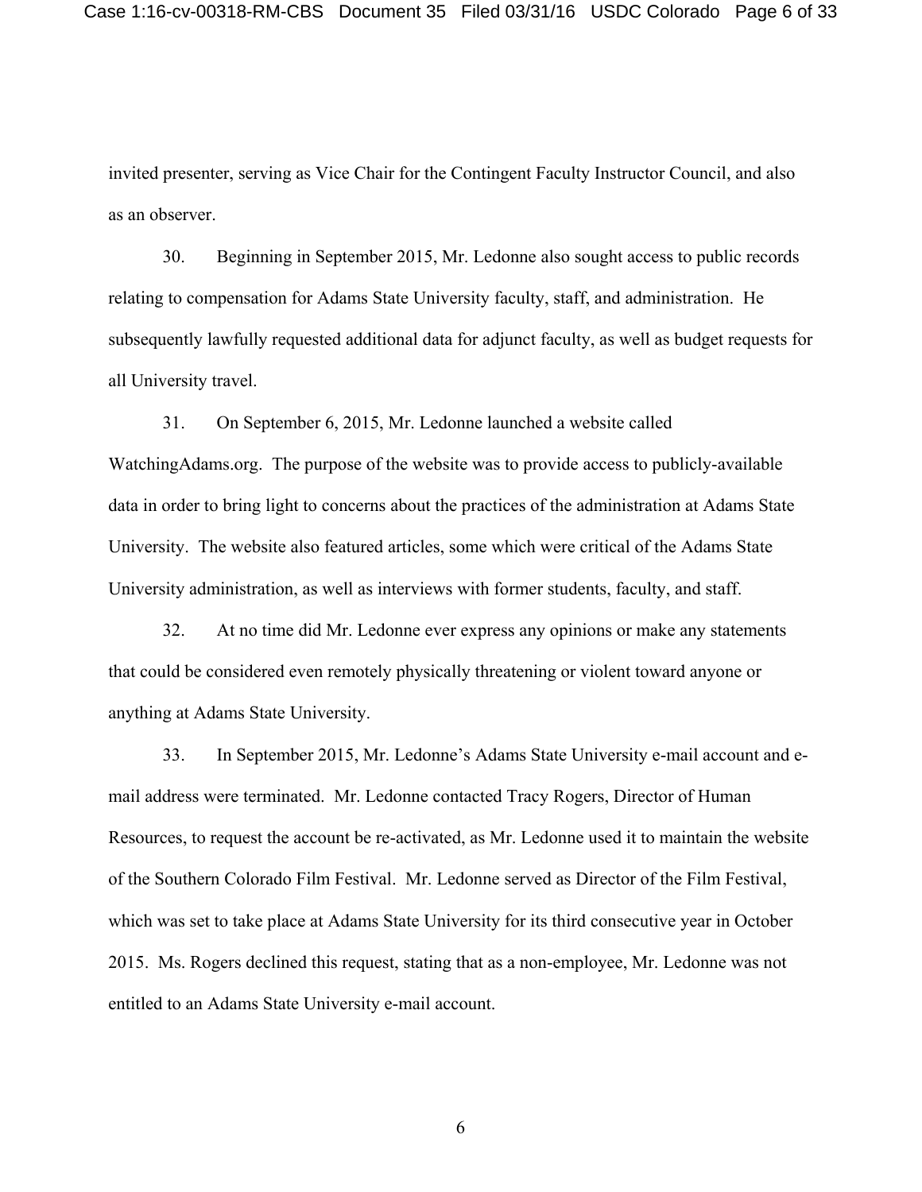invited presenter, serving as Vice Chair for the Contingent Faculty Instructor Council, and also as an observer.

30. Beginning in September 2015, Mr. Ledonne also sought access to public records relating to compensation for Adams State University faculty, staff, and administration. He subsequently lawfully requested additional data for adjunct faculty, as well as budget requests for all University travel.

31. On September 6, 2015, Mr. Ledonne launched a website called WatchingAdams.org. The purpose of the website was to provide access to publicly-available data in order to bring light to concerns about the practices of the administration at Adams State University. The website also featured articles, some which were critical of the Adams State University administration, as well as interviews with former students, faculty, and staff.

32. At no time did Mr. Ledonne ever express any opinions or make any statements that could be considered even remotely physically threatening or violent toward anyone or anything at Adams State University.

33. In September 2015, Mr. Ledonne's Adams State University e-mail account and e-mail address were terminated. Mr. Ledonne contacted Tracy Rogers, Director of Human Resources, to request the account be re-activated, as Mr. Ledonne used it to maintain the website of the Southern Colorado Film Festival. Mr. Ledonne served as Director of the Film Festival, which was set to take place at Adams State University for its third consecutive year in October 2015. Ms. Rogers declined this request, stating that as a non-employee, Mr. Ledonne was not entitled to an Adams State University e-mail account.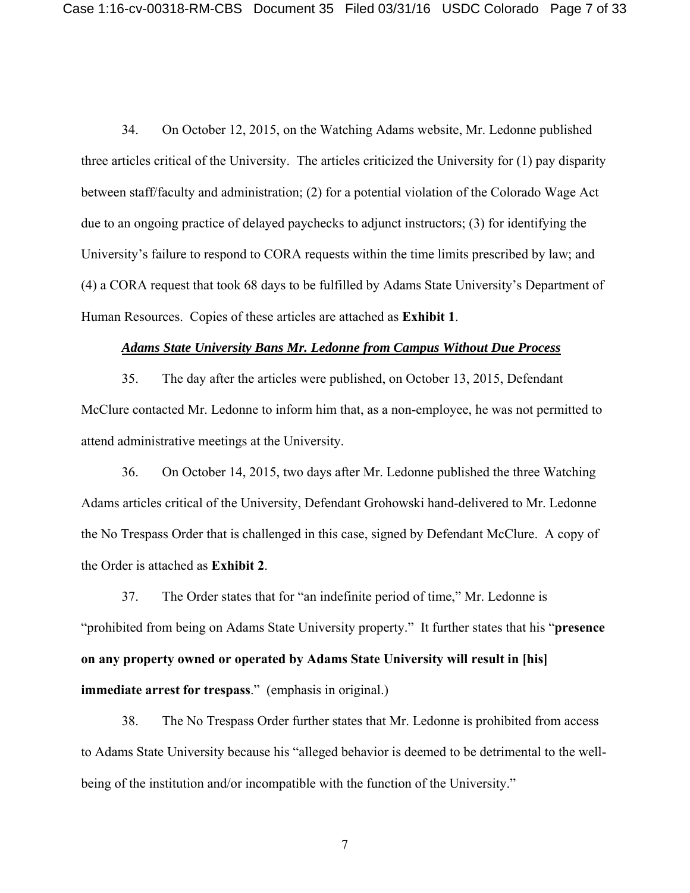34. On October 12, 2015, on the Watching Adams website, Mr. Ledonne published three articles critical of the University. The articles criticized the University for (1) pay disparity between staff/faculty and administration; (2) for a potential violation of the Colorado Wage Act due to an ongoing practice of delayed paychecks to adjunct instructors; (3) for identifying the University's failure to respond to CORA requests within the time limits prescribed by law; and (4) a CORA request that took 68 days to be fulfilled by Adams State University's Department of Human Resources. Copies of these articles are attached as **Exhibit 1**.

***Adams State University Bans Mr. Ledonne from Campus Without Due Process***

35. The day after the articles were published, on October 13, 2015, Defendant McClure contacted Mr. Ledonne to inform him that, as a non-employee, he was not permitted to attend administrative meetings at the University.

36. On October 14, 2015, two days after Mr. Ledonne published the three Watching Adams articles critical of the University, Defendant Grohowski hand-delivered to Mr. Ledonne the No Trespass Order that is challenged in this case, signed by Defendant McClure. A copy of the Order is attached as **Exhibit 2**.

37. The Order states that for "an indefinite period of time," Mr. Ledonne is "prohibited from being on Adams State University property." It further states that his "**presence on any property owned or operated by Adams State University will result in [his] immediate arrest for trespass**." (emphasis in original.)

38. The No Trespass Order further states that Mr. Ledonne is prohibited from access to Adams State University because his "alleged behavior is deemed to be detrimental to the well-being of the institution and/or incompatible with the function of the University."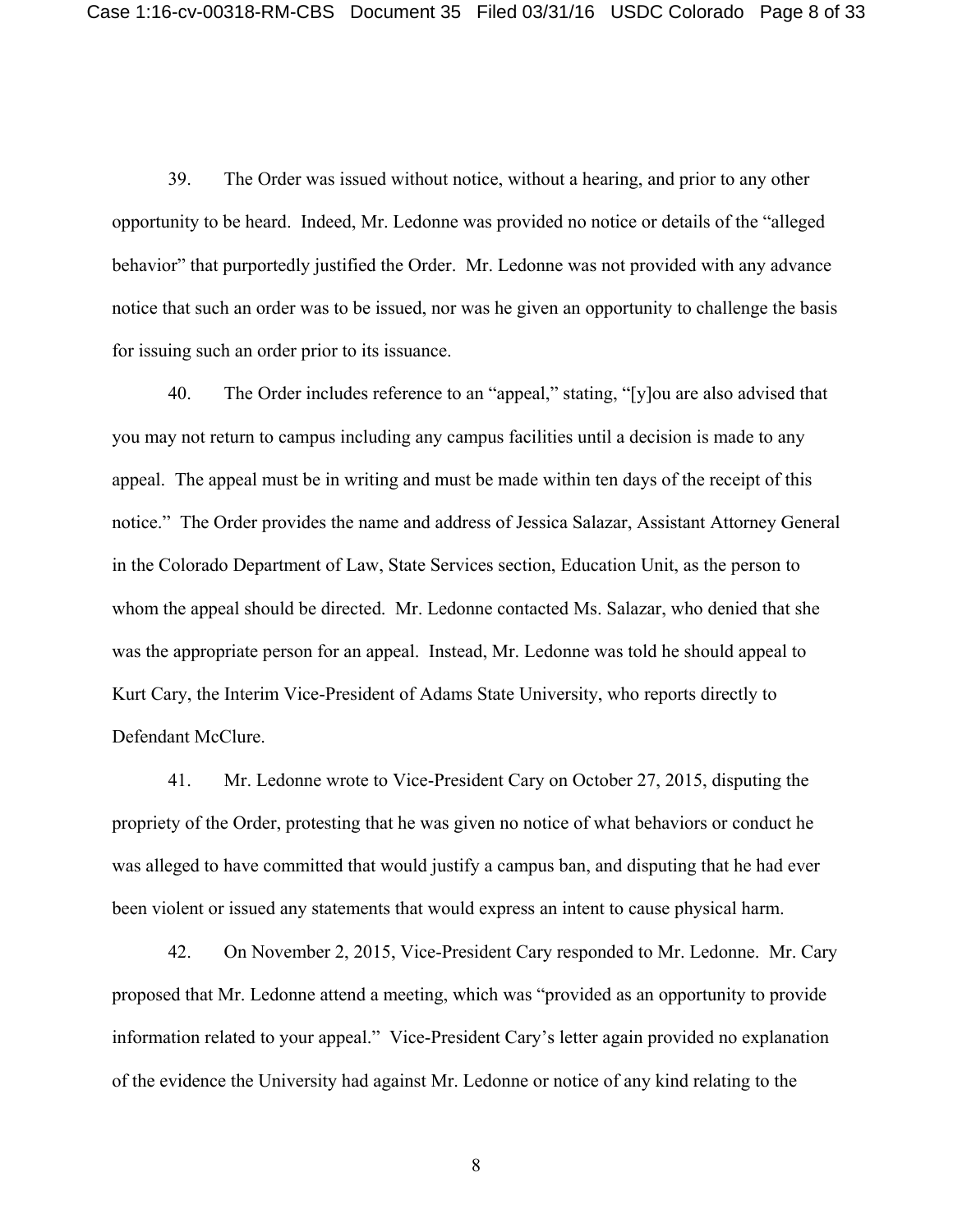39. The Order was issued without notice, without a hearing, and prior to any other opportunity to be heard. Indeed, Mr. Ledonne was provided no notice or details of the "alleged behavior" that purportedly justified the Order. Mr. Ledonne was not provided with any advance notice that such an order was to be issued, nor was he given an opportunity to challenge the basis for issuing such an order prior to its issuance.

40. The Order includes reference to an "appeal," stating, "[y]ou are also advised that you may not return to campus including any campus facilities until a decision is made to any appeal. The appeal must be in writing and must be made within ten days of the receipt of this notice." The Order provides the name and address of Jessica Salazar, Assistant Attorney General in the Colorado Department of Law, State Services section, Education Unit, as the person to whom the appeal should be directed. Mr. Ledonne contacted Ms. Salazar, who denied that she was the appropriate person for an appeal. Instead, Mr. Ledonne was told he should appeal to Kurt Cary, the Interim Vice-President of Adams State University, who reports directly to Defendant McClure.

41. Mr. Ledonne wrote to Vice-President Cary on October 27, 2015, disputing the propriety of the Order, protesting that he was given no notice of what behaviors or conduct he was alleged to have committed that would justify a campus ban, and disputing that he had ever been violent or issued any statements that would express an intent to cause physical harm.

42. On November 2, 2015, Vice-President Cary responded to Mr. Ledonne. Mr. Cary proposed that Mr. Ledonne attend a meeting, which was "provided as an opportunity to provide information related to your appeal." Vice-President Cary's letter again provided no explanation of the evidence the University had against Mr. Ledonne or notice of any kind relating to the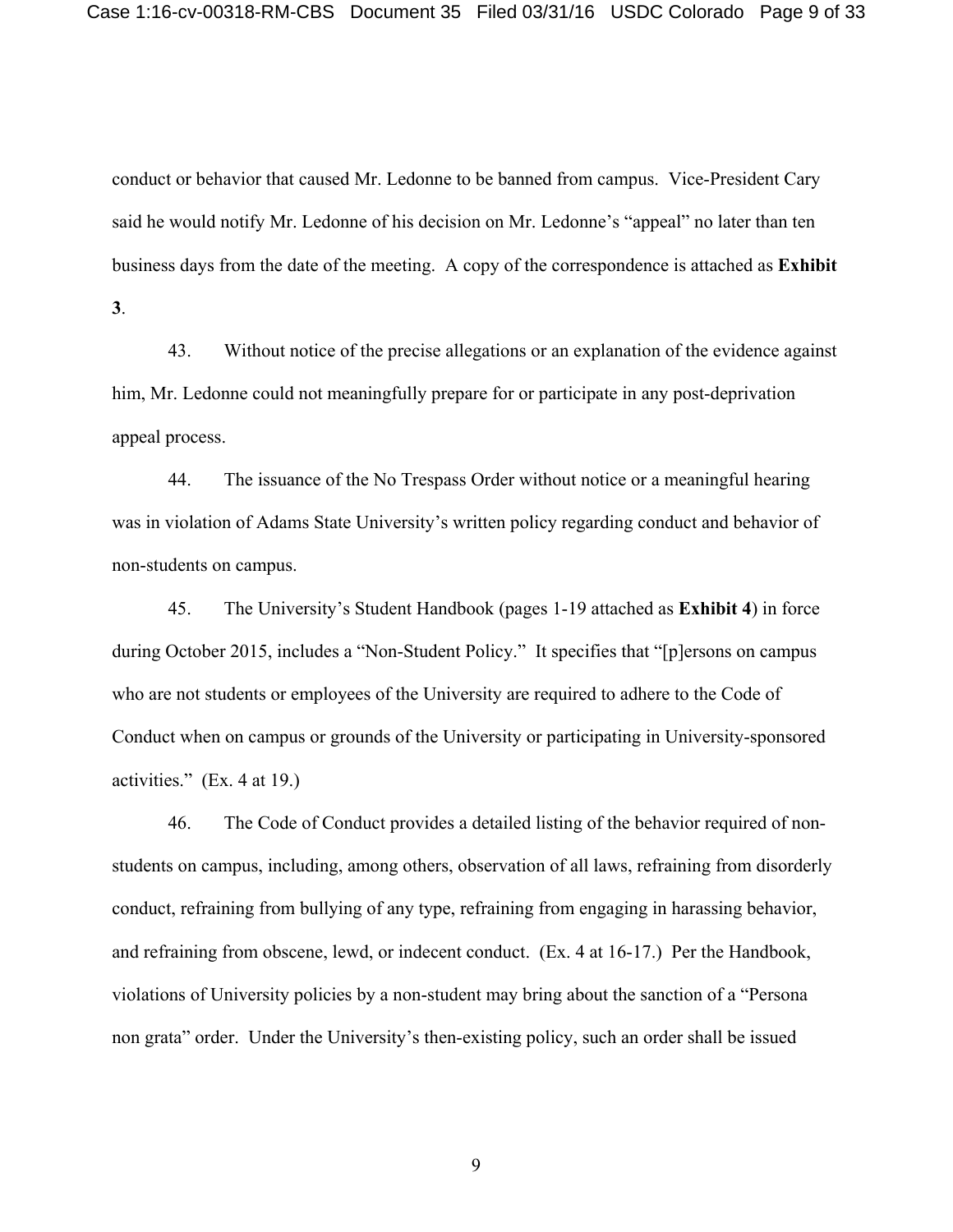conduct or behavior that caused Mr. Ledonne to be banned from campus. Vice-President Cary said he would notify Mr. Ledonne of his decision on Mr. Ledonne's "appeal" no later than ten business days from the date of the meeting. A copy of the correspondence is attached as **Exhibit 3**.

43. Without notice of the precise allegations or an explanation of the evidence against him, Mr. Ledonne could not meaningfully prepare for or participate in any post-deprivation appeal process.

44. The issuance of the No Trespass Order without notice or a meaningful hearing was in violation of Adams State University's written policy regarding conduct and behavior of non-students on campus.

45. The University's Student Handbook (pages 1-19 attached as **Exhibit 4**) in force during October 2015, includes a "Non-Student Policy." It specifies that "[p]ersons on campus who are not students or employees of the University are required to adhere to the Code of Conduct when on campus or grounds of the University or participating in University-sponsored activities." (Ex. 4 at 19.)

46. The Code of Conduct provides a detailed listing of the behavior required of non-students on campus, including, among others, observation of all laws, refraining from disorderly conduct, refraining from bullying of any type, refraining from engaging in harassing behavior, and refraining from obscene, lewd, or indecent conduct. (Ex. 4 at 16-17.) Per the Handbook, violations of University policies by a non-student may bring about the sanction of a "Persona non grata" order. Under the University's then-existing policy, such an order shall be issued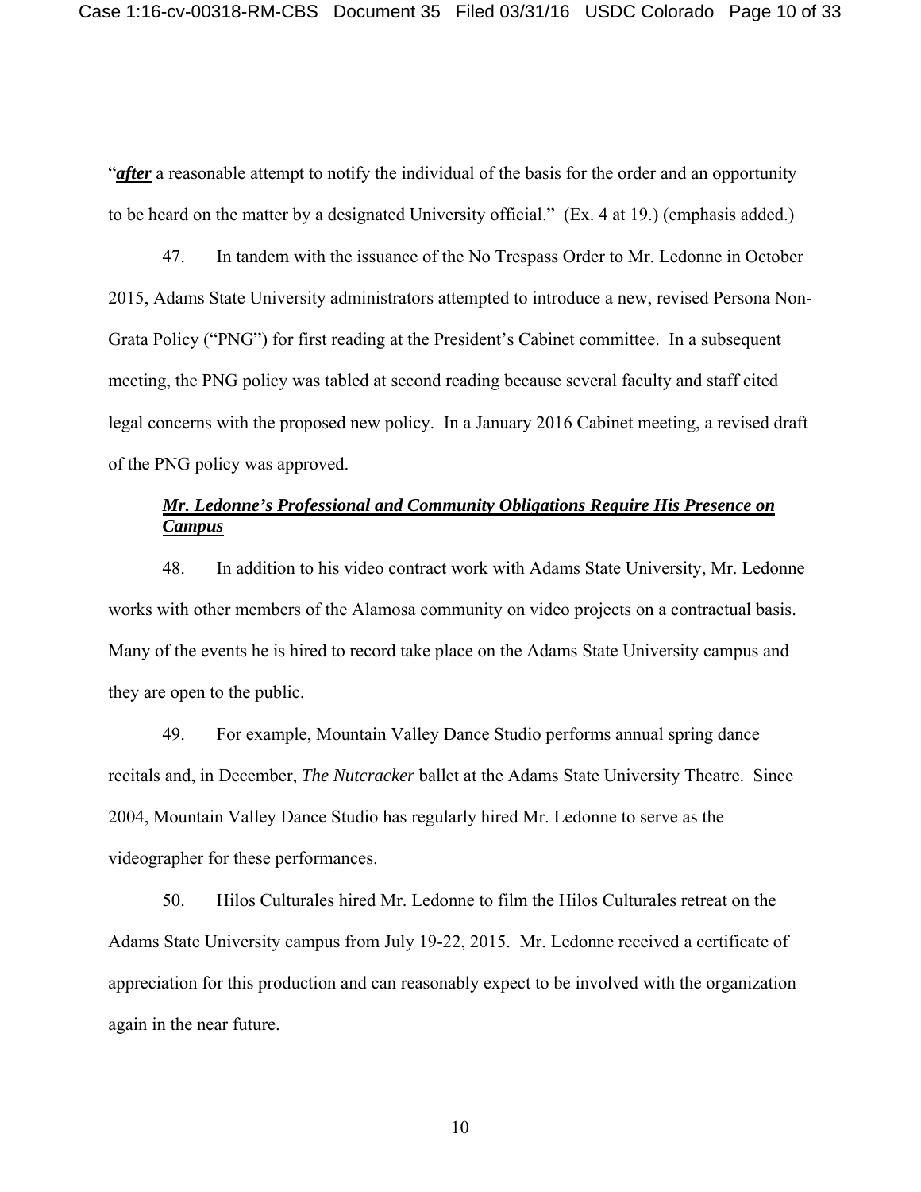"***after*** a reasonable attempt to notify the individual of the basis for the order and an opportunity to be heard on the matter by a designated University official." (Ex. 4 at 19.) (emphasis added.)

47. In tandem with the issuance of the No Trespass Order to Mr. Ledonne in October 2015, Adams State University administrators attempted to introduce a new, revised Persona Non-Grata Policy ("PNG") for first reading at the President's Cabinet committee. In a subsequent meeting, the PNG policy was tabled at second reading because several faculty and staff cited legal concerns with the proposed new policy. In a January 2016 Cabinet meeting, a revised draft of the PNG policy was approved.

***Mr. Ledonne's Professional and Community Obligations Require His Presence on Campus***

48. In addition to his video contract work with Adams State University, Mr. Ledonne works with other members of the Alamosa community on video projects on a contractual basis. Many of the events he is hired to record take place on the Adams State University campus and they are open to the public.

49. For example, Mountain Valley Dance Studio performs annual spring dance recitals and, in December, *The Nutcracker* ballet at the Adams State University Theatre. Since 2004, Mountain Valley Dance Studio has regularly hired Mr. Ledonne to serve as the videographer for these performances.

50. Hilos Culturales hired Mr. Ledonne to film the Hilos Culturales retreat on the Adams State University campus from July 19-22, 2015. Mr. Ledonne received a certificate of appreciation for this production and can reasonably expect to be involved with the organization again in the near future.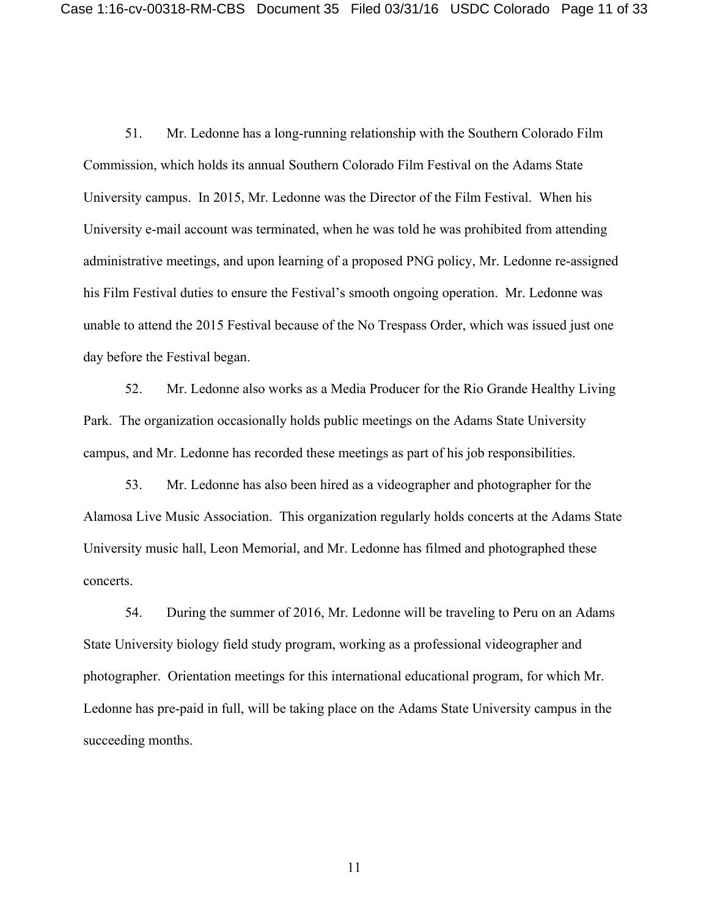51. Mr. Ledonne has a long-running relationship with the Southern Colorado Film Commission, which holds its annual Southern Colorado Film Festival on the Adams State University campus. In 2015, Mr. Ledonne was the Director of the Film Festival. When his University e-mail account was terminated, when he was told he was prohibited from attending administrative meetings, and upon learning of a proposed PNG policy, Mr. Ledonne re-assigned his Film Festival duties to ensure the Festival's smooth ongoing operation. Mr. Ledonne was unable to attend the 2015 Festival because of the No Trespass Order, which was issued just one day before the Festival began.

52. Mr. Ledonne also works as a Media Producer for the Rio Grande Healthy Living Park. The organization occasionally holds public meetings on the Adams State University campus, and Mr. Ledonne has recorded these meetings as part of his job responsibilities.

53. Mr. Ledonne has also been hired as a videographer and photographer for the Alamosa Live Music Association. This organization regularly holds concerts at the Adams State University music hall, Leon Memorial, and Mr. Ledonne has filmed and photographed these concerts.

54. During the summer of 2016, Mr. Ledonne will be traveling to Peru on an Adams State University biology field study program, working as a professional videographer and photographer. Orientation meetings for this international educational program, for which Mr. Ledonne has pre-paid in full, will be taking place on the Adams State University campus in the succeeding months.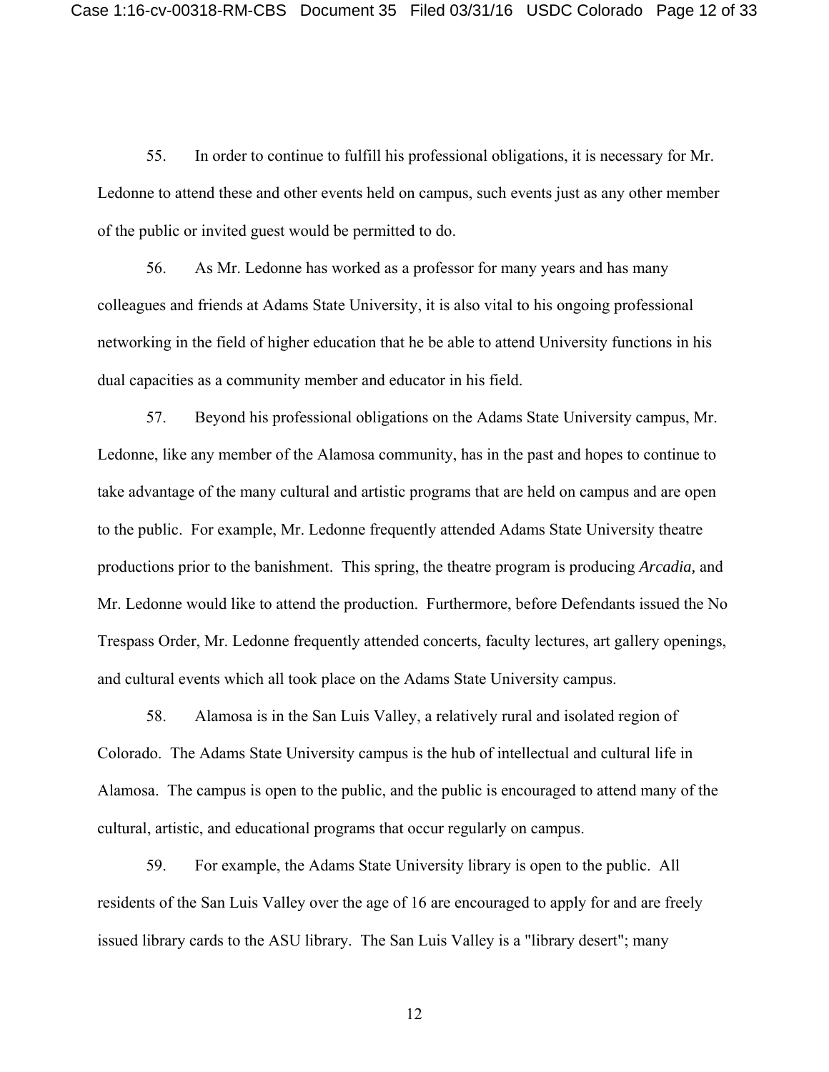55. In order to continue to fulfill his professional obligations, it is necessary for Mr. Ledonne to attend these and other events held on campus, such events just as any other member of the public or invited guest would be permitted to do.

56. As Mr. Ledonne has worked as a professor for many years and has many colleagues and friends at Adams State University, it is also vital to his ongoing professional networking in the field of higher education that he be able to attend University functions in his dual capacities as a community member and educator in his field.

57. Beyond his professional obligations on the Adams State University campus, Mr. Ledonne, like any member of the Alamosa community, has in the past and hopes to continue to take advantage of the many cultural and artistic programs that are held on campus and are open to the public. For example, Mr. Ledonne frequently attended Adams State University theatre productions prior to the banishment. This spring, the theatre program is producing *Arcadia,* and Mr. Ledonne would like to attend the production. Furthermore, before Defendants issued the No Trespass Order, Mr. Ledonne frequently attended concerts, faculty lectures, art gallery openings, and cultural events which all took place on the Adams State University campus.

58. Alamosa is in the San Luis Valley, a relatively rural and isolated region of Colorado. The Adams State University campus is the hub of intellectual and cultural life in Alamosa. The campus is open to the public, and the public is encouraged to attend many of the cultural, artistic, and educational programs that occur regularly on campus.

59. For example, the Adams State University library is open to the public. All residents of the San Luis Valley over the age of 16 are encouraged to apply for and are freely issued library cards to the ASU library. The San Luis Valley is a "library desert"; many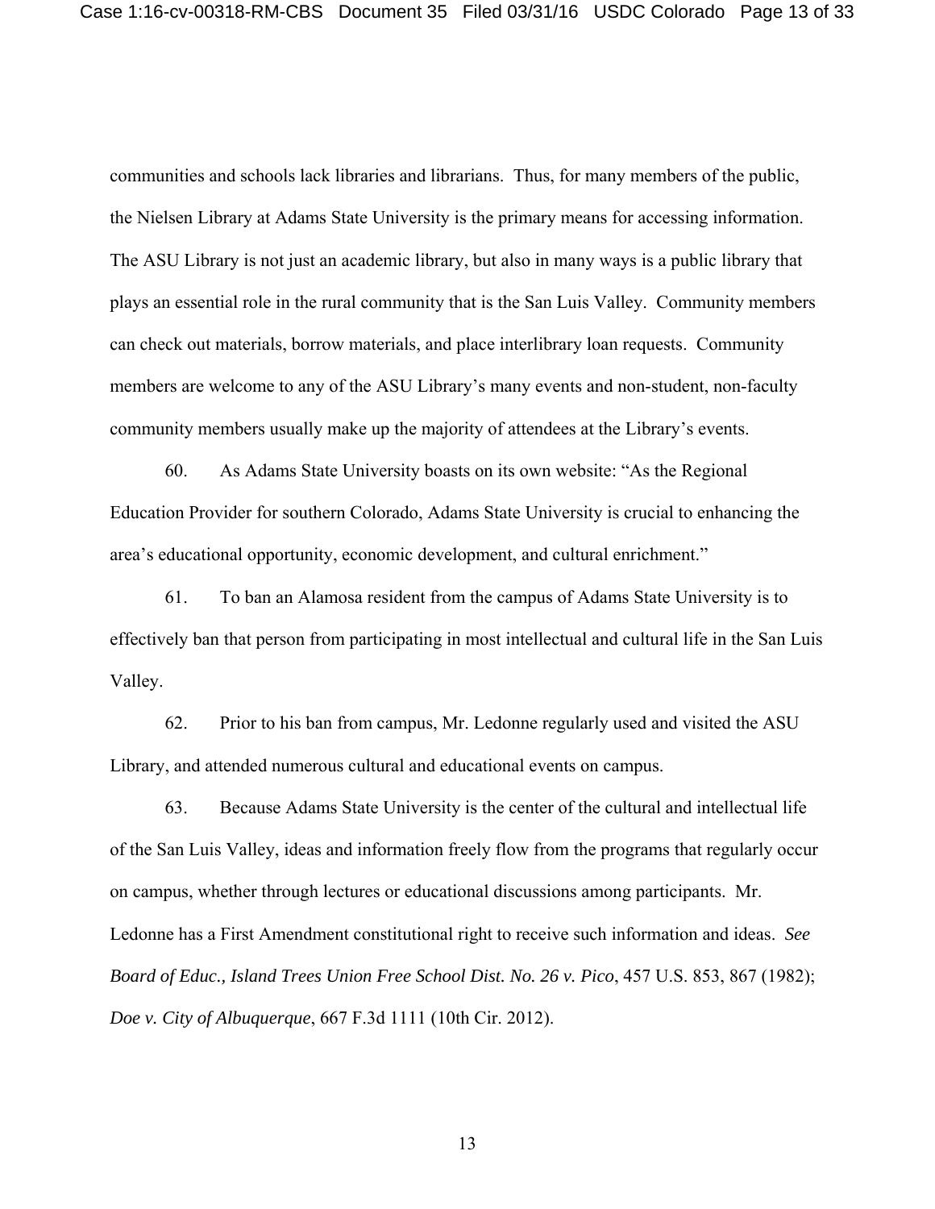communities and schools lack libraries and librarians. Thus, for many members of the public, the Nielsen Library at Adams State University is the primary means for accessing information. The ASU Library is not just an academic library, but also in many ways is a public library that plays an essential role in the rural community that is the San Luis Valley. Community members can check out materials, borrow materials, and place interlibrary loan requests. Community members are welcome to any of the ASU Library's many events and non-student, non-faculty community members usually make up the majority of attendees at the Library's events.

60. As Adams State University boasts on its own website: "As the Regional Education Provider for southern Colorado, Adams State University is crucial to enhancing the area's educational opportunity, economic development, and cultural enrichment."

61. To ban an Alamosa resident from the campus of Adams State University is to effectively ban that person from participating in most intellectual and cultural life in the San Luis Valley.

62. Prior to his ban from campus, Mr. Ledonne regularly used and visited the ASU Library, and attended numerous cultural and educational events on campus.

63. Because Adams State University is the center of the cultural and intellectual life of the San Luis Valley, ideas and information freely flow from the programs that regularly occur on campus, whether through lectures or educational discussions among participants. Mr. Ledonne has a First Amendment constitutional right to receive such information and ideas. *See Board of Educ., Island Trees Union Free School Dist. No. 26 v. Pico*, 457 U.S. 853, 867 (1982); *Doe v. City of Albuquerque*, 667 F.3d 1111 (10th Cir. 2012).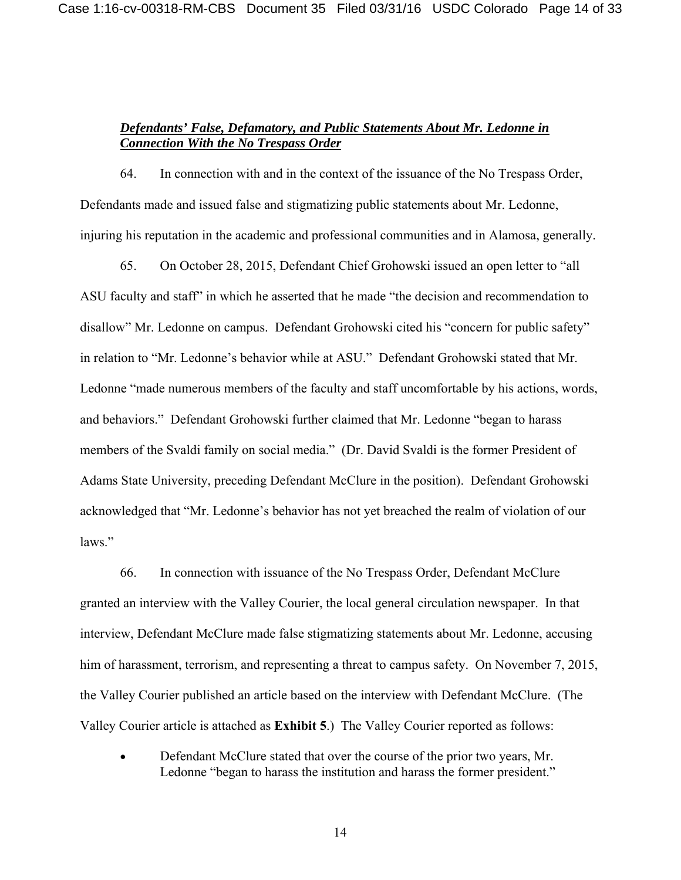***Defendants' False, Defamatory, and Public Statements About Mr. Ledonne in Connection With the No Trespass Order***

64. In connection with and in the context of the issuance of the No Trespass Order, Defendants made and issued false and stigmatizing public statements about Mr. Ledonne, injuring his reputation in the academic and professional communities and in Alamosa, generally.

65. On October 28, 2015, Defendant Chief Grohowski issued an open letter to "all ASU faculty and staff" in which he asserted that he made "the decision and recommendation to disallow" Mr. Ledonne on campus. Defendant Grohowski cited his "concern for public safety" in relation to "Mr. Ledonne's behavior while at ASU." Defendant Grohowski stated that Mr. Ledonne "made numerous members of the faculty and staff uncomfortable by his actions, words, and behaviors." Defendant Grohowski further claimed that Mr. Ledonne "began to harass members of the Svaldi family on social media." (Dr. David Svaldi is the former President of Adams State University, preceding Defendant McClure in the position). Defendant Grohowski acknowledged that "Mr. Ledonne's behavior has not yet breached the realm of violation of our laws."

66. In connection with issuance of the No Trespass Order, Defendant McClure granted an interview with the Valley Courier, the local general circulation newspaper. In that interview, Defendant McClure made false stigmatizing statements about Mr. Ledonne, accusing him of harassment, terrorism, and representing a threat to campus safety. On November 7, 2015, the Valley Courier published an article based on the interview with Defendant McClure. (The Valley Courier article is attached as **Exhibit 5**.) The Valley Courier reported as follows:

- Defendant McClure stated that over the course of the prior two years, Mr. Ledonne "began to harass the institution and harass the former president."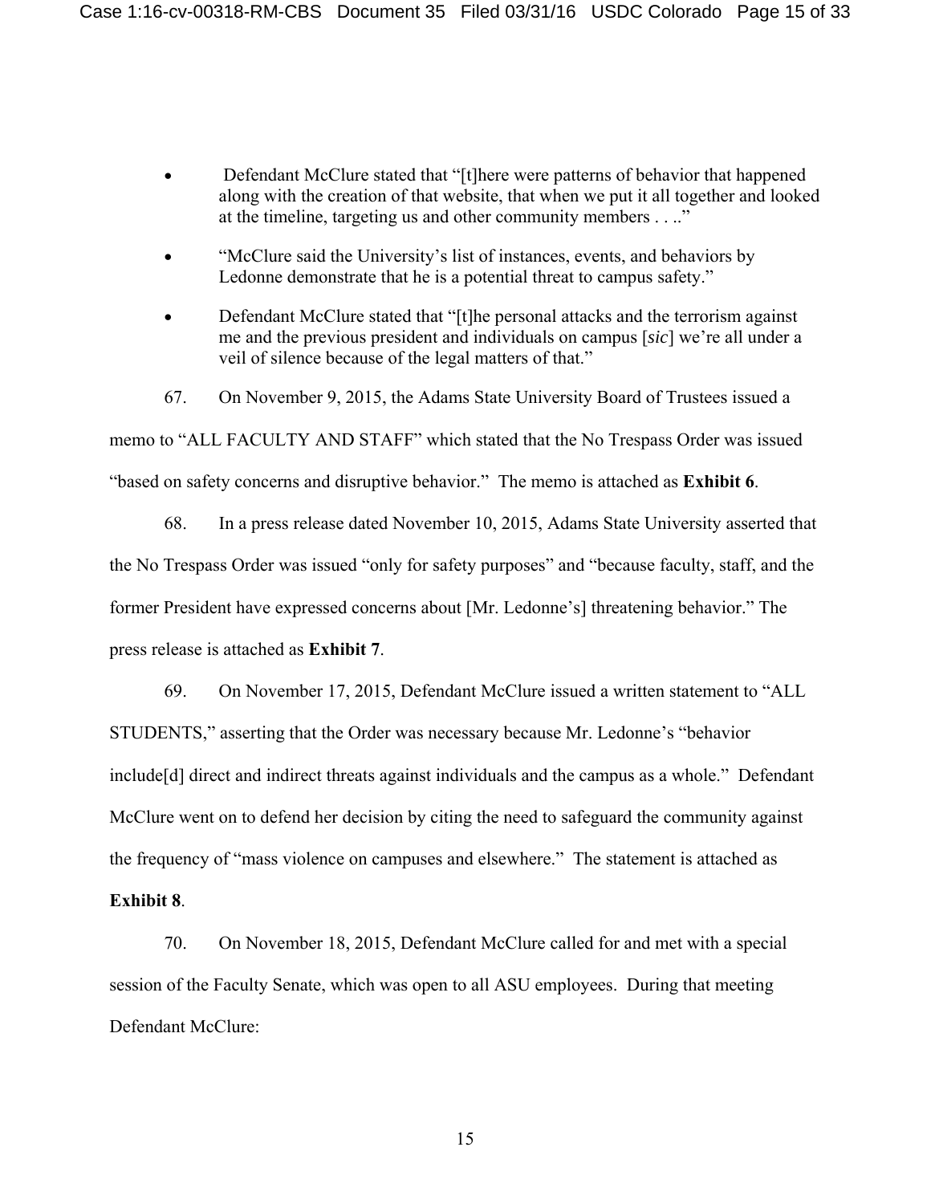- Defendant McClure stated that "[t]here were patterns of behavior that happened along with the creation of that website, that when we put it all together and looked at the timeline, targeting us and other community members . . .."
- "McClure said the University's list of instances, events, and behaviors by Ledonne demonstrate that he is a potential threat to campus safety."
- Defendant McClure stated that "[t]he personal attacks and the terrorism against me and the previous president and individuals on campus [*sic*] we're all under a veil of silence because of the legal matters of that."

67. On November 9, 2015, the Adams State University Board of Trustees issued a memo to "ALL FACULTY AND STAFF" which stated that the No Trespass Order was issued "based on safety concerns and disruptive behavior." The memo is attached as **Exhibit 6**.

68. In a press release dated November 10, 2015, Adams State University asserted that the No Trespass Order was issued "only for safety purposes" and "because faculty, staff, and the former President have expressed concerns about [Mr. Ledonne's] threatening behavior." The press release is attached as **Exhibit 7**.

69. On November 17, 2015, Defendant McClure issued a written statement to "ALL STUDENTS," asserting that the Order was necessary because Mr. Ledonne's "behavior include[d] direct and indirect threats against individuals and the campus as a whole." Defendant McClure went on to defend her decision by citing the need to safeguard the community against the frequency of "mass violence on campuses and elsewhere." The statement is attached as **Exhibit 8**.

70. On November 18, 2015, Defendant McClure called for and met with a special session of the Faculty Senate, which was open to all ASU employees. During that meeting Defendant McClure: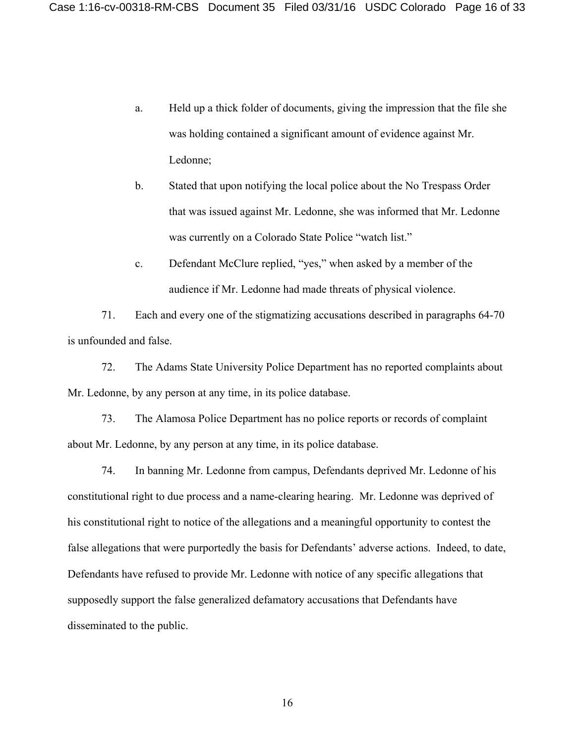a. Held up a thick folder of documents, giving the impression that the file she was holding contained a significant amount of evidence against Mr. Ledonne;

b. Stated that upon notifying the local police about the No Trespass Order that was issued against Mr. Ledonne, she was informed that Mr. Ledonne was currently on a Colorado State Police "watch list."

c. Defendant McClure replied, "yes," when asked by a member of the audience if Mr. Ledonne had made threats of physical violence.

71. Each and every one of the stigmatizing accusations described in paragraphs 64-70 is unfounded and false.

72. The Adams State University Police Department has no reported complaints about Mr. Ledonne, by any person at any time, in its police database.

73. The Alamosa Police Department has no police reports or records of complaint about Mr. Ledonne, by any person at any time, in its police database.

74. In banning Mr. Ledonne from campus, Defendants deprived Mr. Ledonne of his constitutional right to due process and a name-clearing hearing. Mr. Ledonne was deprived of his constitutional right to notice of the allegations and a meaningful opportunity to contest the false allegations that were purportedly the basis for Defendants' adverse actions. Indeed, to date, Defendants have refused to provide Mr. Ledonne with notice of any specific allegations that supposedly support the false generalized defamatory accusations that Defendants have disseminated to the public.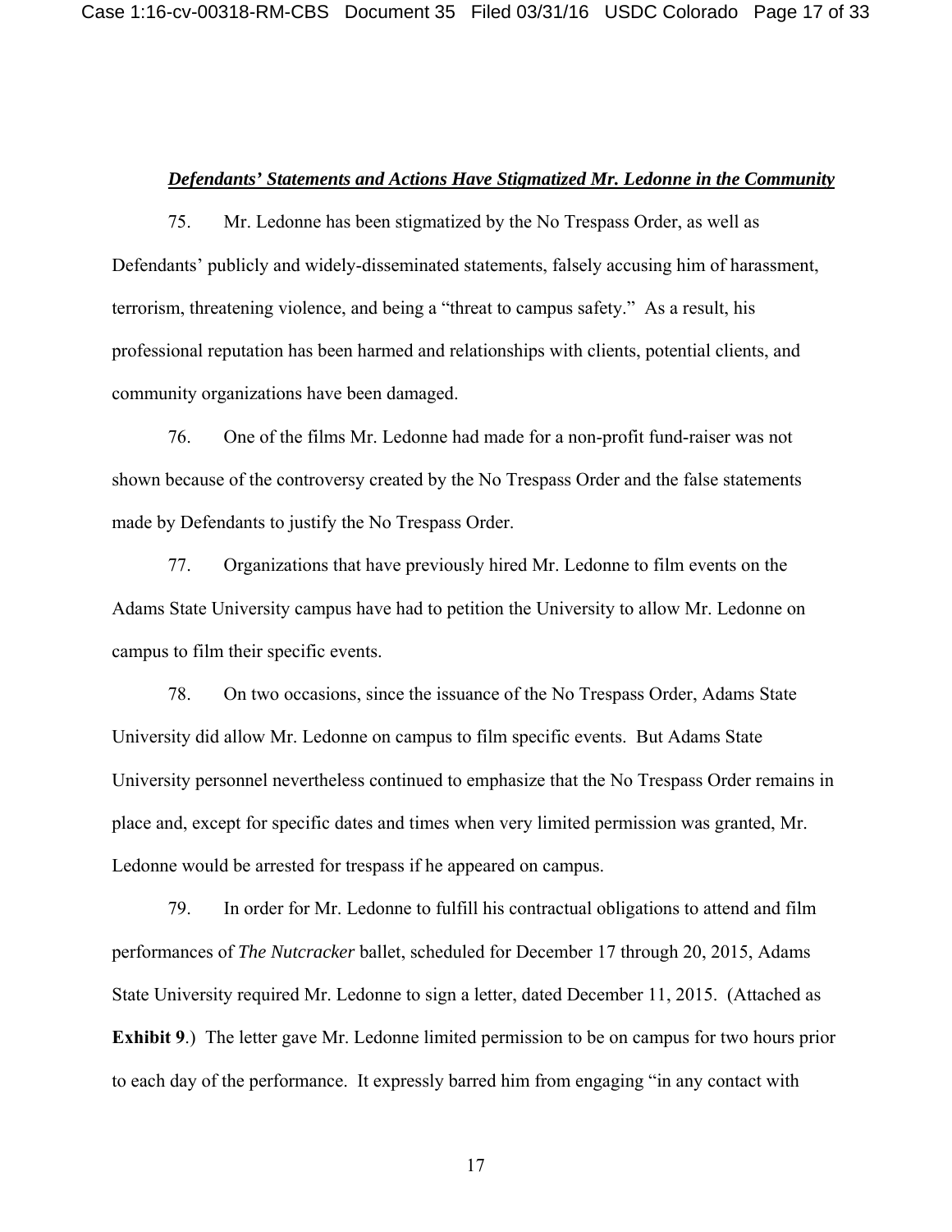***Defendants' Statements and Actions Have Stigmatized Mr. Ledonne in the Community***

75. Mr. Ledonne has been stigmatized by the No Trespass Order, as well as Defendants' publicly and widely-disseminated statements, falsely accusing him of harassment, terrorism, threatening violence, and being a "threat to campus safety." As a result, his professional reputation has been harmed and relationships with clients, potential clients, and community organizations have been damaged.

76. One of the films Mr. Ledonne had made for a non-profit fund-raiser was not shown because of the controversy created by the No Trespass Order and the false statements made by Defendants to justify the No Trespass Order.

77. Organizations that have previously hired Mr. Ledonne to film events on the Adams State University campus have had to petition the University to allow Mr. Ledonne on campus to film their specific events.

78. On two occasions, since the issuance of the No Trespass Order, Adams State University did allow Mr. Ledonne on campus to film specific events. But Adams State University personnel nevertheless continued to emphasize that the No Trespass Order remains in place and, except for specific dates and times when very limited permission was granted, Mr. Ledonne would be arrested for trespass if he appeared on campus.

79. In order for Mr. Ledonne to fulfill his contractual obligations to attend and film performances of *The Nutcracker* ballet, scheduled for December 17 through 20, 2015, Adams State University required Mr. Ledonne to sign a letter, dated December 11, 2015. (Attached as **Exhibit 9**.) The letter gave Mr. Ledonne limited permission to be on campus for two hours prior to each day of the performance. It expressly barred him from engaging "in any contact with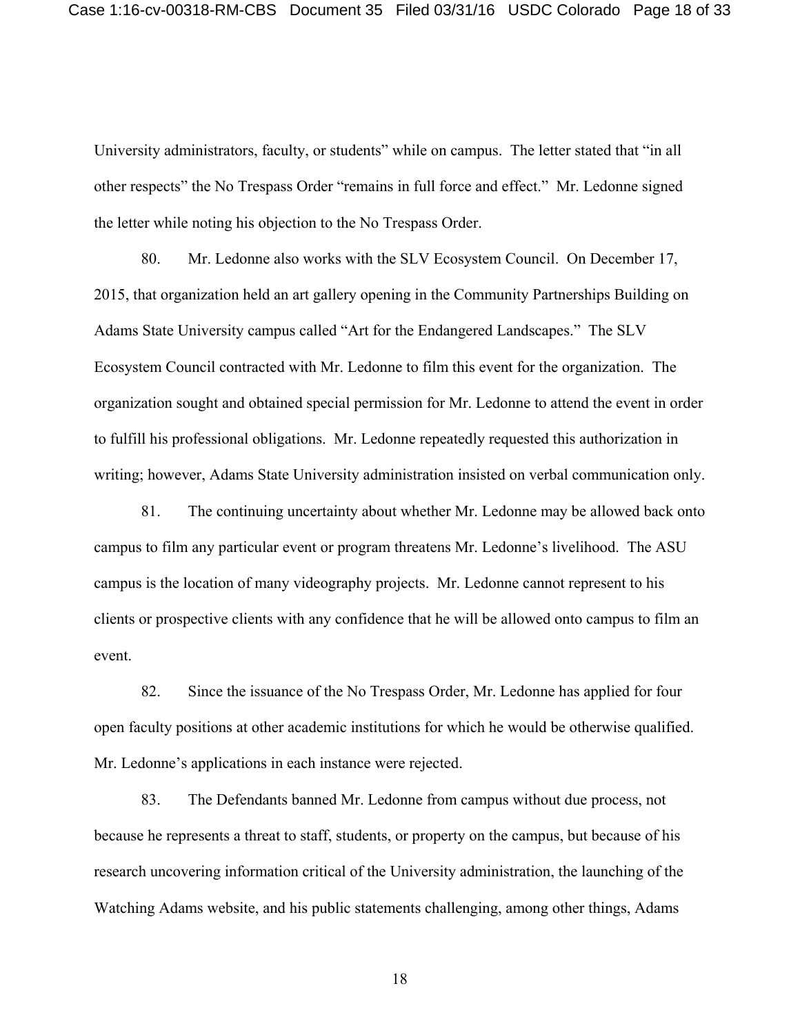University administrators, faculty, or students" while on campus. The letter stated that "in all other respects" the No Trespass Order "remains in full force and effect." Mr. Ledonne signed the letter while noting his objection to the No Trespass Order.

80. Mr. Ledonne also works with the SLV Ecosystem Council. On December 17, 2015, that organization held an art gallery opening in the Community Partnerships Building on Adams State University campus called "Art for the Endangered Landscapes." The SLV Ecosystem Council contracted with Mr. Ledonne to film this event for the organization. The organization sought and obtained special permission for Mr. Ledonne to attend the event in order to fulfill his professional obligations. Mr. Ledonne repeatedly requested this authorization in writing; however, Adams State University administration insisted on verbal communication only.

81. The continuing uncertainty about whether Mr. Ledonne may be allowed back onto campus to film any particular event or program threatens Mr. Ledonne's livelihood. The ASU campus is the location of many videography projects. Mr. Ledonne cannot represent to his clients or prospective clients with any confidence that he will be allowed onto campus to film an event.

82. Since the issuance of the No Trespass Order, Mr. Ledonne has applied for four open faculty positions at other academic institutions for which he would be otherwise qualified. Mr. Ledonne's applications in each instance were rejected.

83. The Defendants banned Mr. Ledonne from campus without due process, not because he represents a threat to staff, students, or property on the campus, but because of his research uncovering information critical of the University administration, the launching of the Watching Adams website, and his public statements challenging, among other things, Adams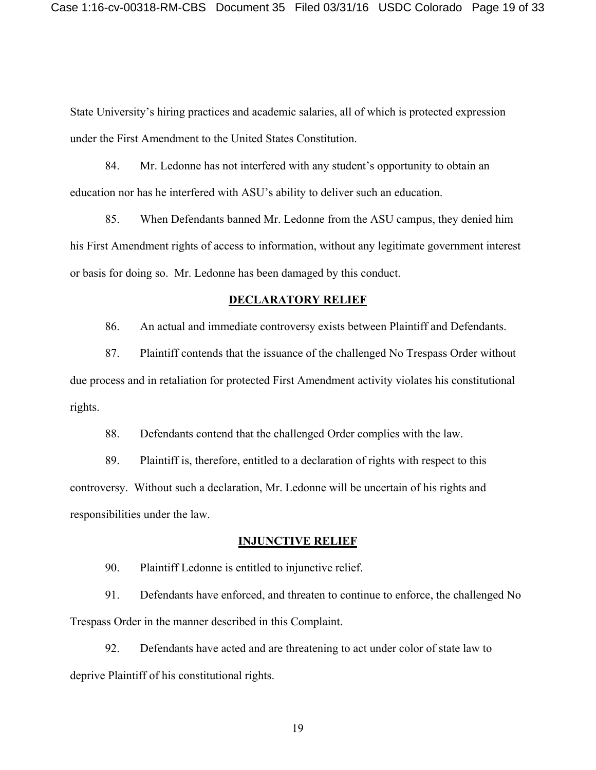State University's hiring practices and academic salaries, all of which is protected expression under the First Amendment to the United States Constitution.

84. Mr. Ledonne has not interfered with any student's opportunity to obtain an education nor has he interfered with ASU's ability to deliver such an education.

85. When Defendants banned Mr. Ledonne from the ASU campus, they denied him his First Amendment rights of access to information, without any legitimate government interest or basis for doing so. Mr. Ledonne has been damaged by this conduct.

## DECLARATORY RELIEF

86. An actual and immediate controversy exists between Plaintiff and Defendants.

87. Plaintiff contends that the issuance of the challenged No Trespass Order without due process and in retaliation for protected First Amendment activity violates his constitutional rights.

88. Defendants contend that the challenged Order complies with the law.

89. Plaintiff is, therefore, entitled to a declaration of rights with respect to this controversy. Without such a declaration, Mr. Ledonne will be uncertain of his rights and responsibilities under the law.

## INJUNCTIVE RELIEF

90. Plaintiff Ledonne is entitled to injunctive relief.

91. Defendants have enforced, and threaten to continue to enforce, the challenged No Trespass Order in the manner described in this Complaint.

92. Defendants have acted and are threatening to act under color of state law to deprive Plaintiff of his constitutional rights.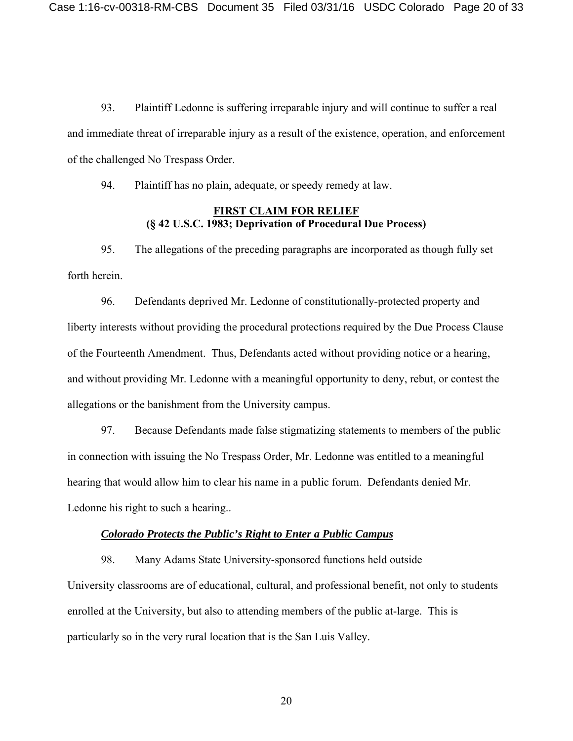93. Plaintiff Ledonne is suffering irreparable injury and will continue to suffer a real and immediate threat of irreparable injury as a result of the existence, operation, and enforcement of the challenged No Trespass Order.

94. Plaintiff has no plain, adequate, or speedy remedy at law.

**FIRST CLAIM FOR RELIEF**
**(§ 42 U.S.C. 1983; Deprivation of Procedural Due Process)**

95. The allegations of the preceding paragraphs are incorporated as though fully set forth herein.

96. Defendants deprived Mr. Ledonne of constitutionally-protected property and liberty interests without providing the procedural protections required by the Due Process Clause of the Fourteenth Amendment. Thus, Defendants acted without providing notice or a hearing, and without providing Mr. Ledonne with a meaningful opportunity to deny, rebut, or contest the allegations or the banishment from the University campus.

97. Because Defendants made false stigmatizing statements to members of the public in connection with issuing the No Trespass Order, Mr. Ledonne was entitled to a meaningful hearing that would allow him to clear his name in a public forum. Defendants denied Mr. Ledonne his right to such a hearing..

***Colorado Protects the Public's Right to Enter a Public Campus***

98. Many Adams State University-sponsored functions held outside University classrooms are of educational, cultural, and professional benefit, not only to students enrolled at the University, but also to attending members of the public at-large. This is particularly so in the very rural location that is the San Luis Valley.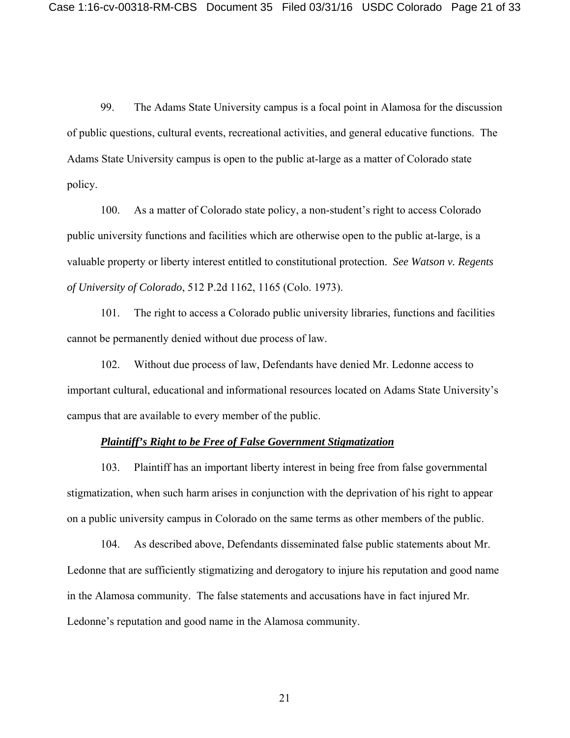99. The Adams State University campus is a focal point in Alamosa for the discussion of public questions, cultural events, recreational activities, and general educative functions. The Adams State University campus is open to the public at-large as a matter of Colorado state policy.

100. As a matter of Colorado state policy, a non-student's right to access Colorado public university functions and facilities which are otherwise open to the public at-large, is a valuable property or liberty interest entitled to constitutional protection. *See Watson v. Regents of University of Colorado*, 512 P.2d 1162, 1165 (Colo. 1973).

101. The right to access a Colorado public university libraries, functions and facilities cannot be permanently denied without due process of law.

102. Without due process of law, Defendants have denied Mr. Ledonne access to important cultural, educational and informational resources located on Adams State University's campus that are available to every member of the public.

***Plaintiff's Right to be Free of False Government Stigmatization***

103. Plaintiff has an important liberty interest in being free from false governmental stigmatization, when such harm arises in conjunction with the deprivation of his right to appear on a public university campus in Colorado on the same terms as other members of the public.

104. As described above, Defendants disseminated false public statements about Mr. Ledonne that are sufficiently stigmatizing and derogatory to injure his reputation and good name in the Alamosa community. The false statements and accusations have in fact injured Mr. Ledonne's reputation and good name in the Alamosa community.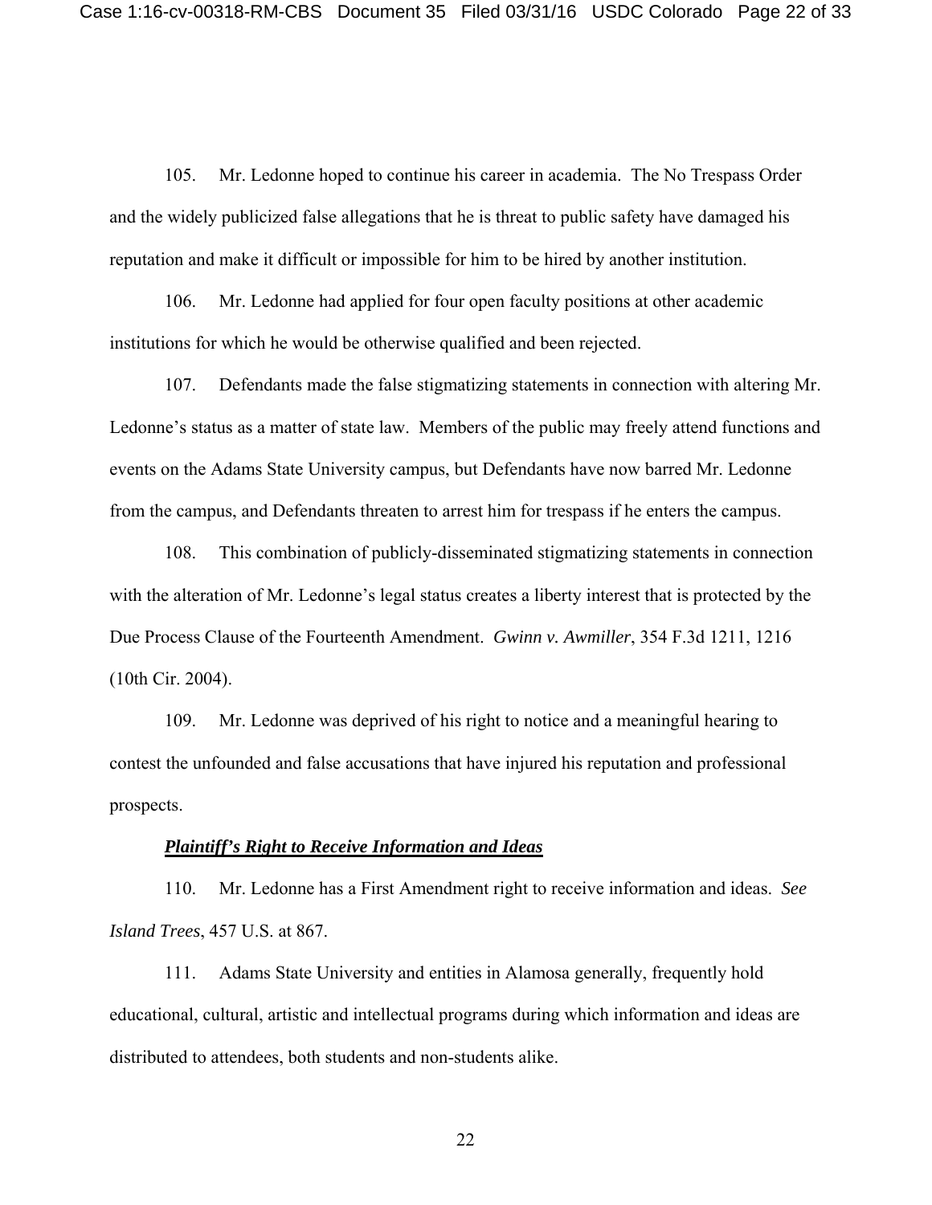105. Mr. Ledonne hoped to continue his career in academia. The No Trespass Order and the widely publicized false allegations that he is threat to public safety have damaged his reputation and make it difficult or impossible for him to be hired by another institution.

106. Mr. Ledonne had applied for four open faculty positions at other academic institutions for which he would be otherwise qualified and been rejected.

107. Defendants made the false stigmatizing statements in connection with altering Mr. Ledonne's status as a matter of state law. Members of the public may freely attend functions and events on the Adams State University campus, but Defendants have now barred Mr. Ledonne from the campus, and Defendants threaten to arrest him for trespass if he enters the campus.

108. This combination of publicly-disseminated stigmatizing statements in connection with the alteration of Mr. Ledonne's legal status creates a liberty interest that is protected by the Due Process Clause of the Fourteenth Amendment. *Gwinn v. Awmiller*, 354 F.3d 1211, 1216 (10th Cir. 2004).

109. Mr. Ledonne was deprived of his right to notice and a meaningful hearing to contest the unfounded and false accusations that have injured his reputation and professional prospects.

***Plaintiff's Right to Receive Information and Ideas***

110. Mr. Ledonne has a First Amendment right to receive information and ideas. *See Island Trees*, 457 U.S. at 867.

111. Adams State University and entities in Alamosa generally, frequently hold educational, cultural, artistic and intellectual programs during which information and ideas are distributed to attendees, both students and non-students alike.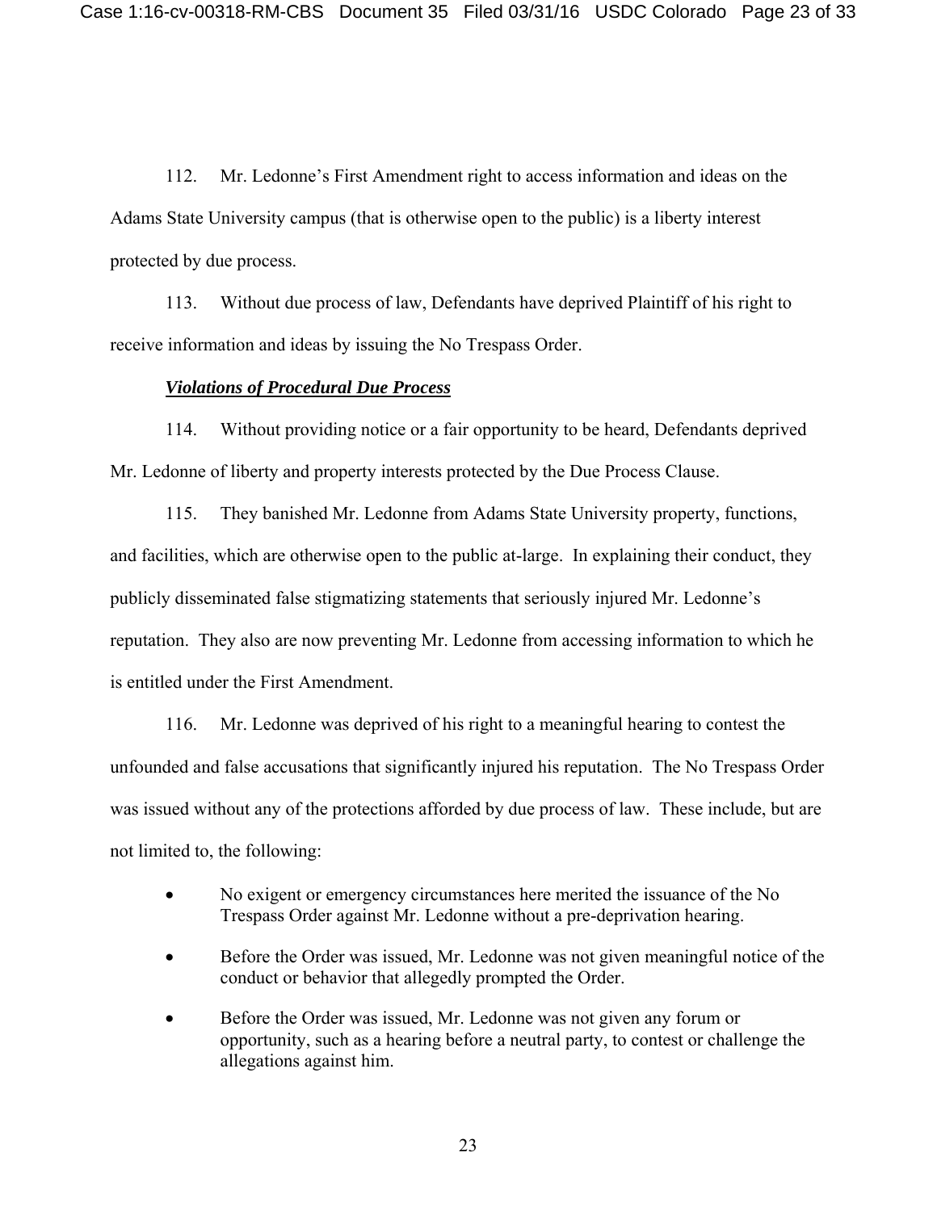112. Mr. Ledonne's First Amendment right to access information and ideas on the Adams State University campus (that is otherwise open to the public) is a liberty interest protected by due process.

113. Without due process of law, Defendants have deprived Plaintiff of his right to receive information and ideas by issuing the No Trespass Order.

***Violations of Procedural Due Process***

114. Without providing notice or a fair opportunity to be heard, Defendants deprived Mr. Ledonne of liberty and property interests protected by the Due Process Clause.

115. They banished Mr. Ledonne from Adams State University property, functions, and facilities, which are otherwise open to the public at-large. In explaining their conduct, they publicly disseminated false stigmatizing statements that seriously injured Mr. Ledonne's reputation. They also are now preventing Mr. Ledonne from accessing information to which he is entitled under the First Amendment.

116. Mr. Ledonne was deprived of his right to a meaningful hearing to contest the unfounded and false accusations that significantly injured his reputation. The No Trespass Order was issued without any of the protections afforded by due process of law. These include, but are not limited to, the following:

- No exigent or emergency circumstances here merited the issuance of the No Trespass Order against Mr. Ledonne without a pre-deprivation hearing.
- Before the Order was issued, Mr. Ledonne was not given meaningful notice of the conduct or behavior that allegedly prompted the Order.
- Before the Order was issued, Mr. Ledonne was not given any forum or opportunity, such as a hearing before a neutral party, to contest or challenge the allegations against him.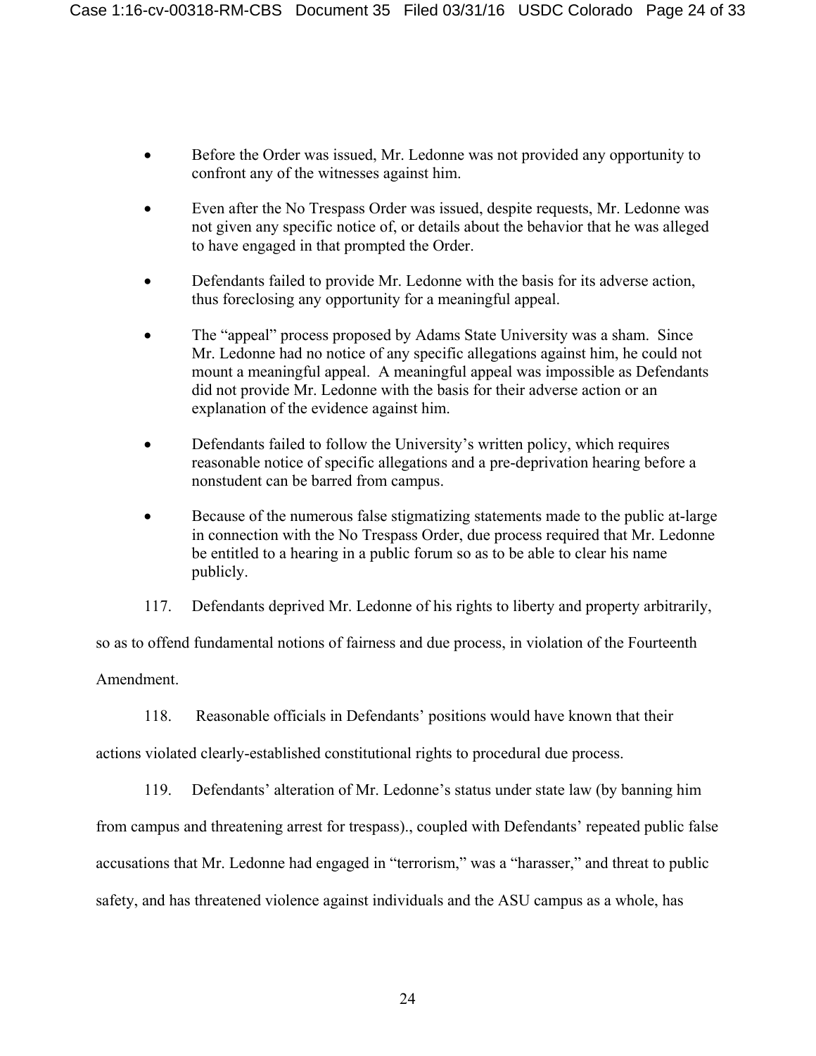- Before the Order was issued, Mr. Ledonne was not provided any opportunity to confront any of the witnesses against him.

- Even after the No Trespass Order was issued, despite requests, Mr. Ledonne was not given any specific notice of, or details about the behavior that he was alleged to have engaged in that prompted the Order.

- Defendants failed to provide Mr. Ledonne with the basis for its adverse action, thus foreclosing any opportunity for a meaningful appeal.

- The "appeal" process proposed by Adams State University was a sham. Since Mr. Ledonne had no notice of any specific allegations against him, he could not mount a meaningful appeal. A meaningful appeal was impossible as Defendants did not provide Mr. Ledonne with the basis for their adverse action or an explanation of the evidence against him.

- Defendants failed to follow the University's written policy, which requires reasonable notice of specific allegations and a pre-deprivation hearing before a nonstudent can be barred from campus.

- Because of the numerous false stigmatizing statements made to the public at-large in connection with the No Trespass Order, due process required that Mr. Ledonne be entitled to a hearing in a public forum so as to be able to clear his name publicly.

117. Defendants deprived Mr. Ledonne of his rights to liberty and property arbitrarily, so as to offend fundamental notions of fairness and due process, in violation of the Fourteenth Amendment.

118. Reasonable officials in Defendants' positions would have known that their actions violated clearly-established constitutional rights to procedural due process.

119. Defendants' alteration of Mr. Ledonne's status under state law (by banning him from campus and threatening arrest for trespass)., coupled with Defendants' repeated public false accusations that Mr. Ledonne had engaged in "terrorism," was a "harasser," and threat to public safety, and has threatened violence against individuals and the ASU campus as a whole, has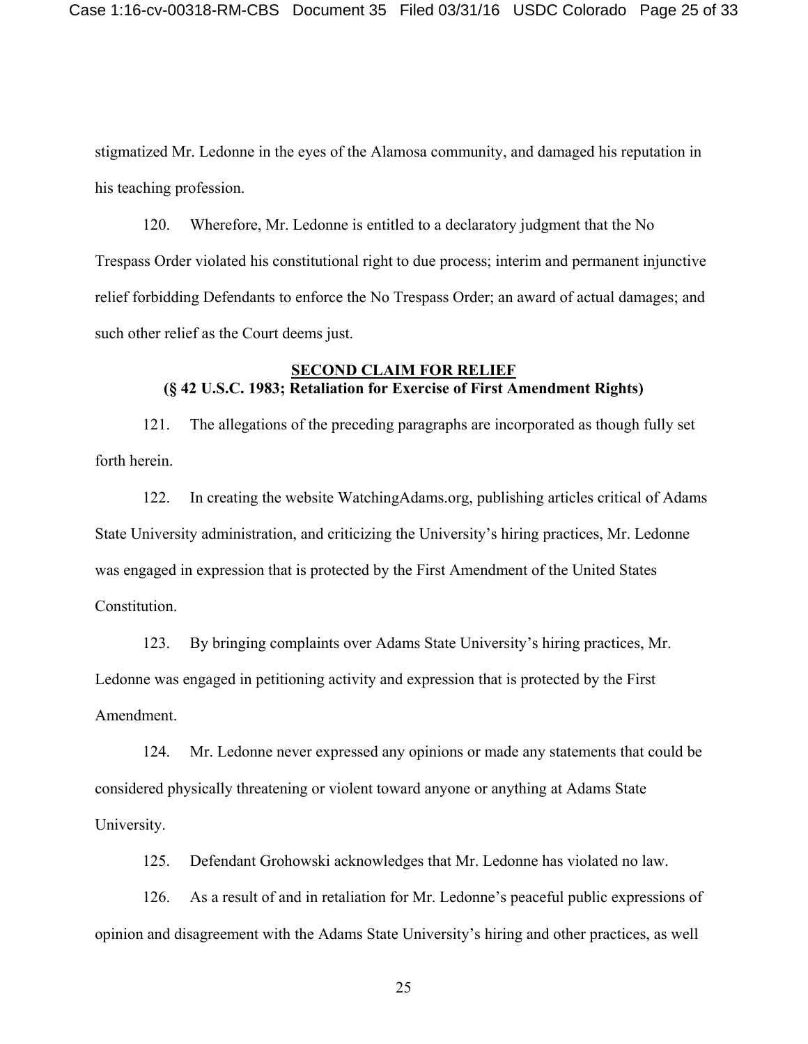stigmatized Mr. Ledonne in the eyes of the Alamosa community, and damaged his reputation in his teaching profession.

120. Wherefore, Mr. Ledonne is entitled to a declaratory judgment that the No Trespass Order violated his constitutional right to due process; interim and permanent injunctive relief forbidding Defendants to enforce the No Trespass Order; an award of actual damages; and such other relief as the Court deems just.

## SECOND CLAIM FOR RELIEF
**(§ 42 U.S.C. 1983; Retaliation for Exercise of First Amendment Rights)**

121. The allegations of the preceding paragraphs are incorporated as though fully set forth herein.

122. In creating the website WatchingAdams.org, publishing articles critical of Adams State University administration, and criticizing the University's hiring practices, Mr. Ledonne was engaged in expression that is protected by the First Amendment of the United States Constitution.

123. By bringing complaints over Adams State University's hiring practices, Mr. Ledonne was engaged in petitioning activity and expression that is protected by the First Amendment.

124. Mr. Ledonne never expressed any opinions or made any statements that could be considered physically threatening or violent toward anyone or anything at Adams State University.

125. Defendant Grohowski acknowledges that Mr. Ledonne has violated no law.

126. As a result of and in retaliation for Mr. Ledonne's peaceful public expressions of opinion and disagreement with the Adams State University's hiring and other practices, as well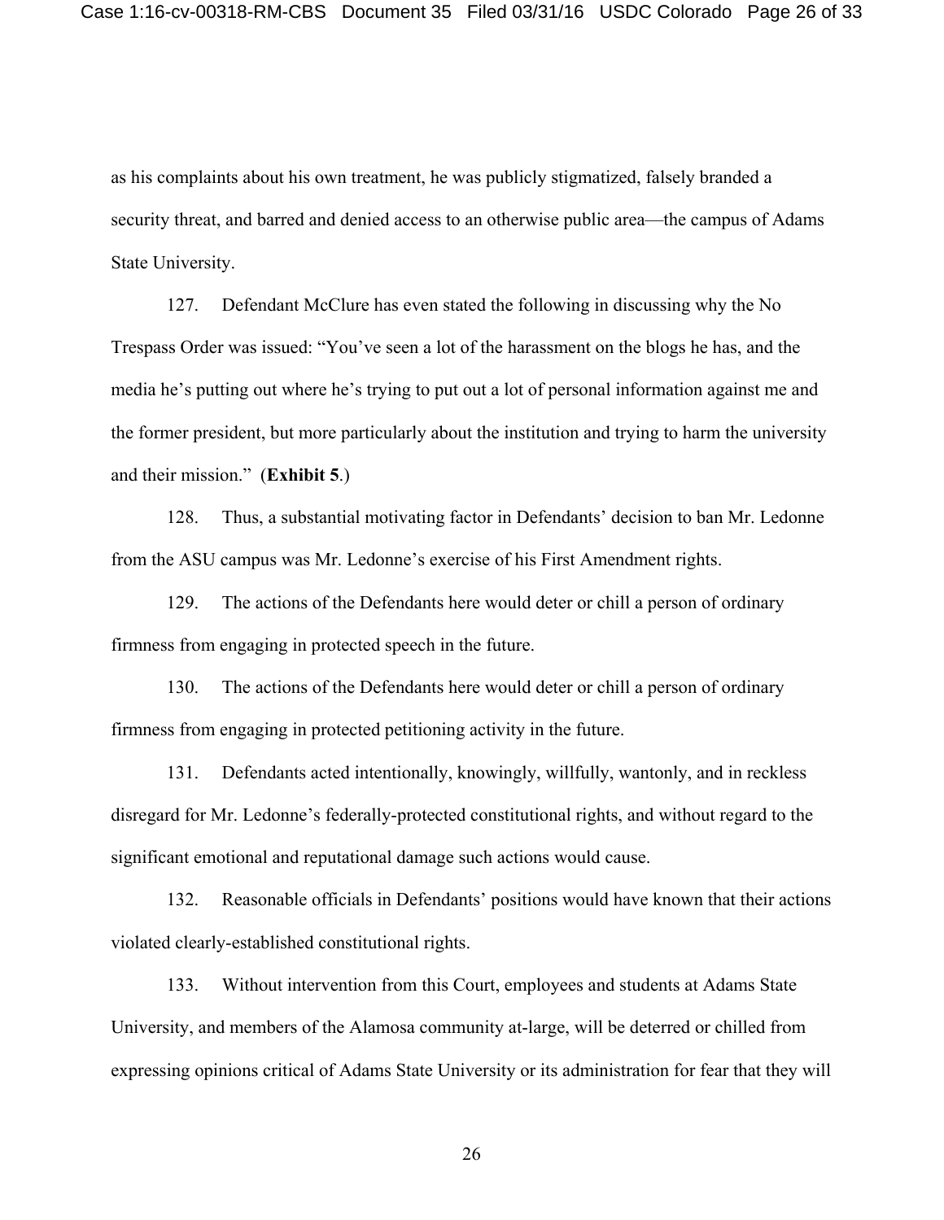as his complaints about his own treatment, he was publicly stigmatized, falsely branded a security threat, and barred and denied access to an otherwise public area—the campus of Adams State University.

127. Defendant McClure has even stated the following in discussing why the No Trespass Order was issued: "You've seen a lot of the harassment on the blogs he has, and the media he's putting out where he's trying to put out a lot of personal information against me and the former president, but more particularly about the institution and trying to harm the university and their mission." (**Exhibit 5**.)

128. Thus, a substantial motivating factor in Defendants' decision to ban Mr. Ledonne from the ASU campus was Mr. Ledonne's exercise of his First Amendment rights.

129. The actions of the Defendants here would deter or chill a person of ordinary firmness from engaging in protected speech in the future.

130. The actions of the Defendants here would deter or chill a person of ordinary firmness from engaging in protected petitioning activity in the future.

131. Defendants acted intentionally, knowingly, willfully, wantonly, and in reckless disregard for Mr. Ledonne's federally-protected constitutional rights, and without regard to the significant emotional and reputational damage such actions would cause.

132. Reasonable officials in Defendants' positions would have known that their actions violated clearly-established constitutional rights.

133. Without intervention from this Court, employees and students at Adams State University, and members of the Alamosa community at-large, will be deterred or chilled from expressing opinions critical of Adams State University or its administration for fear that they will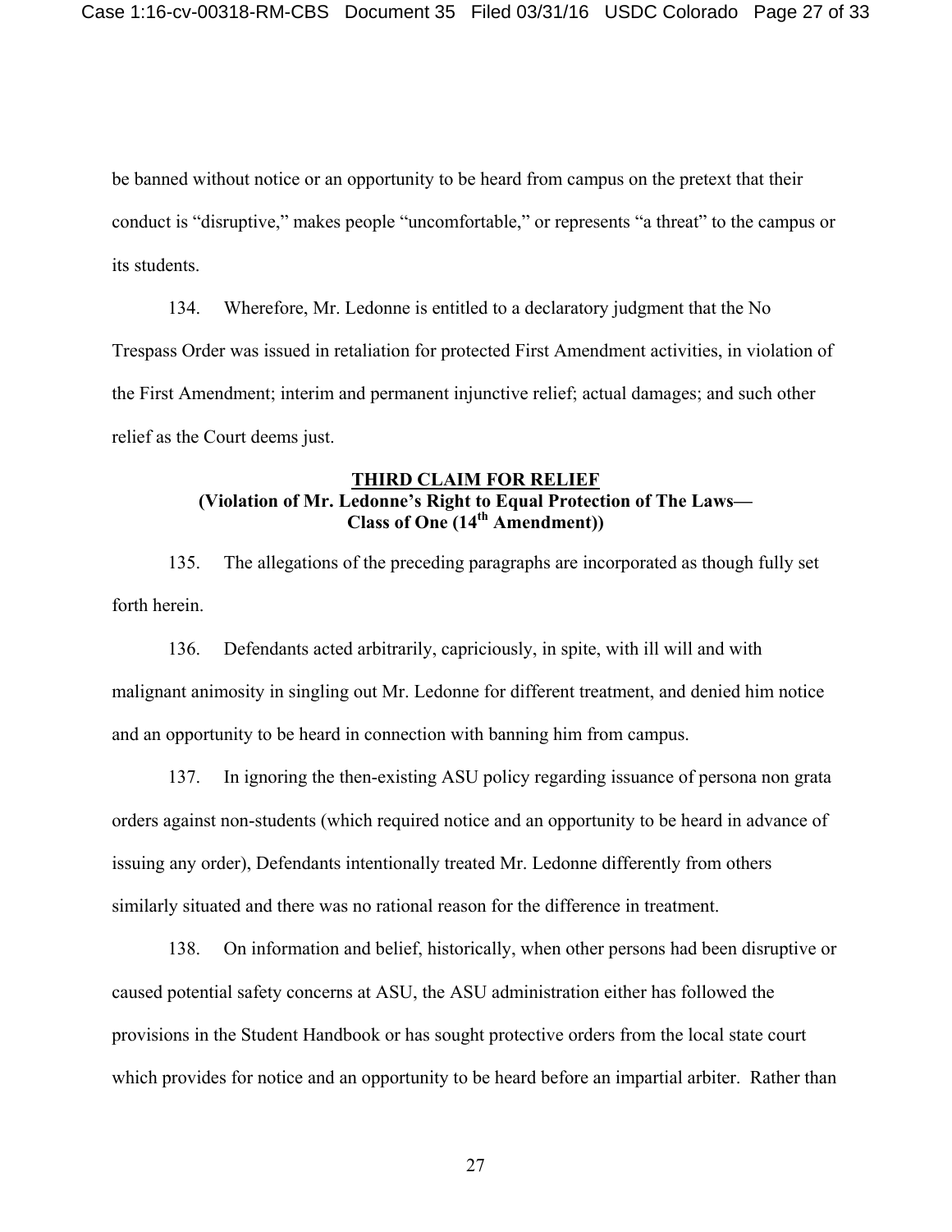be banned without notice or an opportunity to be heard from campus on the pretext that their conduct is "disruptive," makes people "uncomfortable," or represents "a threat" to the campus or its students.

134. Wherefore, Mr. Ledonne is entitled to a declaratory judgment that the No Trespass Order was issued in retaliation for protected First Amendment activities, in violation of the First Amendment; interim and permanent injunctive relief; actual damages; and such other relief as the Court deems just.

## THIRD CLAIM FOR RELIEF
### (Violation of Mr. Ledonne's Right to Equal Protection of The Laws— Class of One (14th Amendment))

135. The allegations of the preceding paragraphs are incorporated as though fully set forth herein.

136. Defendants acted arbitrarily, capriciously, in spite, with ill will and with malignant animosity in singling out Mr. Ledonne for different treatment, and denied him notice and an opportunity to be heard in connection with banning him from campus.

137. In ignoring the then-existing ASU policy regarding issuance of persona non grata orders against non-students (which required notice and an opportunity to be heard in advance of issuing any order), Defendants intentionally treated Mr. Ledonne differently from others similarly situated and there was no rational reason for the difference in treatment.

138. On information and belief, historically, when other persons had been disruptive or caused potential safety concerns at ASU, the ASU administration either has followed the provisions in the Student Handbook or has sought protective orders from the local state court which provides for notice and an opportunity to be heard before an impartial arbiter. Rather than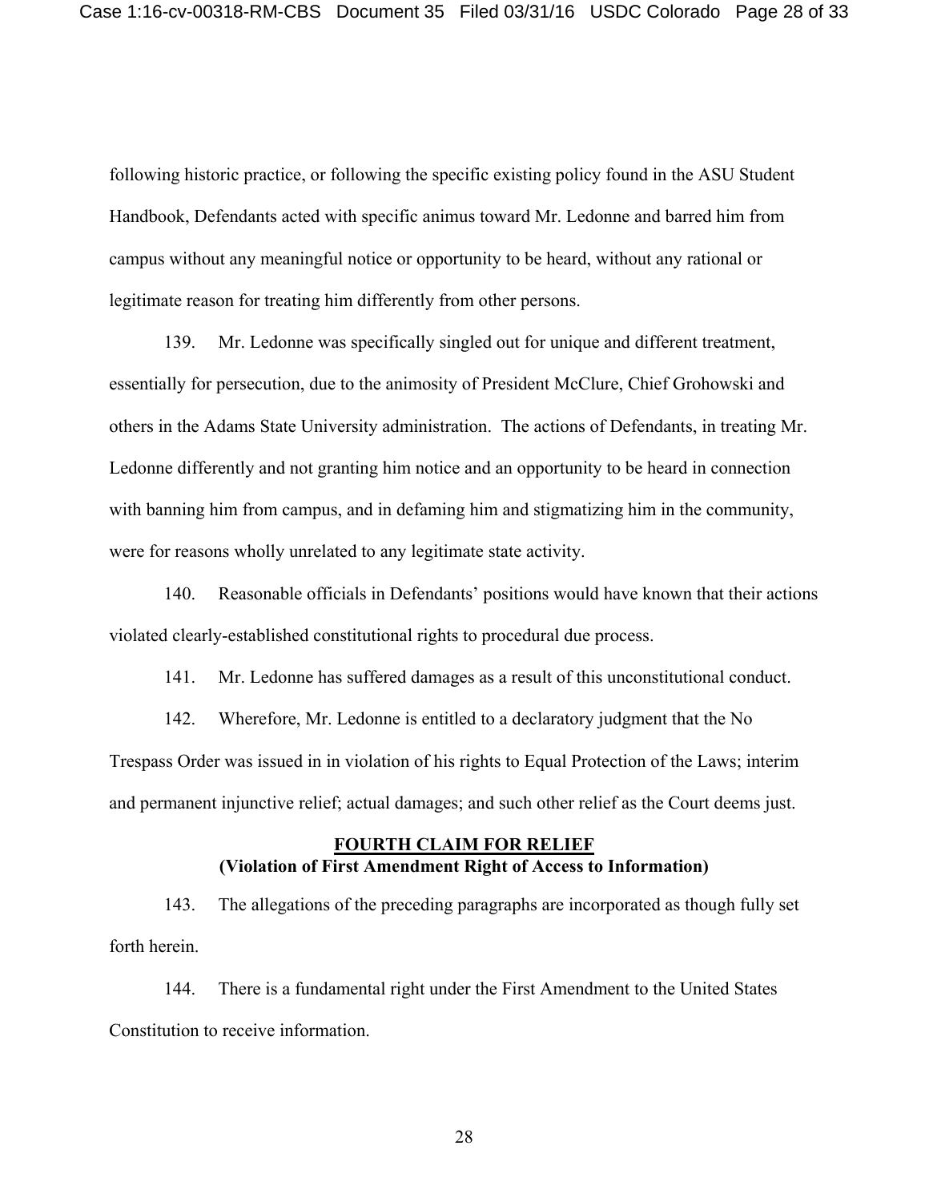following historic practice, or following the specific existing policy found in the ASU Student Handbook, Defendants acted with specific animus toward Mr. Ledonne and barred him from campus without any meaningful notice or opportunity to be heard, without any rational or legitimate reason for treating him differently from other persons.

139. Mr. Ledonne was specifically singled out for unique and different treatment, essentially for persecution, due to the animosity of President McClure, Chief Grohowski and others in the Adams State University administration. The actions of Defendants, in treating Mr. Ledonne differently and not granting him notice and an opportunity to be heard in connection with banning him from campus, and in defaming him and stigmatizing him in the community, were for reasons wholly unrelated to any legitimate state activity.

140. Reasonable officials in Defendants' positions would have known that their actions violated clearly-established constitutional rights to procedural due process.

141. Mr. Ledonne has suffered damages as a result of this unconstitutional conduct.

142. Wherefore, Mr. Ledonne is entitled to a declaratory judgment that the No Trespass Order was issued in in violation of his rights to Equal Protection of the Laws; interim and permanent injunctive relief; actual damages; and such other relief as the Court deems just.

## FOURTH CLAIM FOR RELIEF

**(Violation of First Amendment Right of Access to Information)**

143. The allegations of the preceding paragraphs are incorporated as though fully set forth herein.

144. There is a fundamental right under the First Amendment to the United States Constitution to receive information.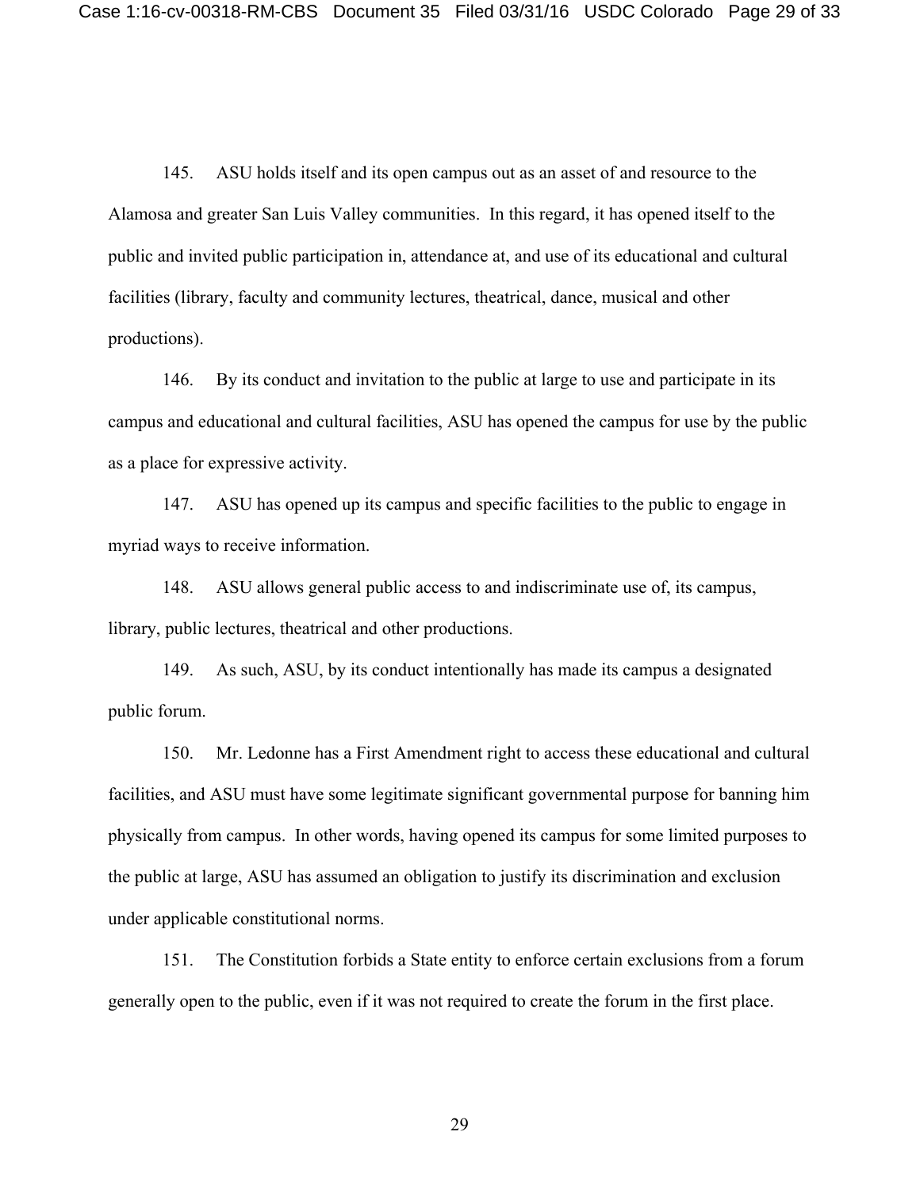145. ASU holds itself and its open campus out as an asset of and resource to the Alamosa and greater San Luis Valley communities. In this regard, it has opened itself to the public and invited public participation in, attendance at, and use of its educational and cultural facilities (library, faculty and community lectures, theatrical, dance, musical and other productions).

146. By its conduct and invitation to the public at large to use and participate in its campus and educational and cultural facilities, ASU has opened the campus for use by the public as a place for expressive activity.

147. ASU has opened up its campus and specific facilities to the public to engage in myriad ways to receive information.

148. ASU allows general public access to and indiscriminate use of, its campus, library, public lectures, theatrical and other productions.

149. As such, ASU, by its conduct intentionally has made its campus a designated public forum.

150. Mr. Ledonne has a First Amendment right to access these educational and cultural facilities, and ASU must have some legitimate significant governmental purpose for banning him physically from campus. In other words, having opened its campus for some limited purposes to the public at large, ASU has assumed an obligation to justify its discrimination and exclusion under applicable constitutional norms.

151. The Constitution forbids a State entity to enforce certain exclusions from a forum generally open to the public, even if it was not required to create the forum in the first place.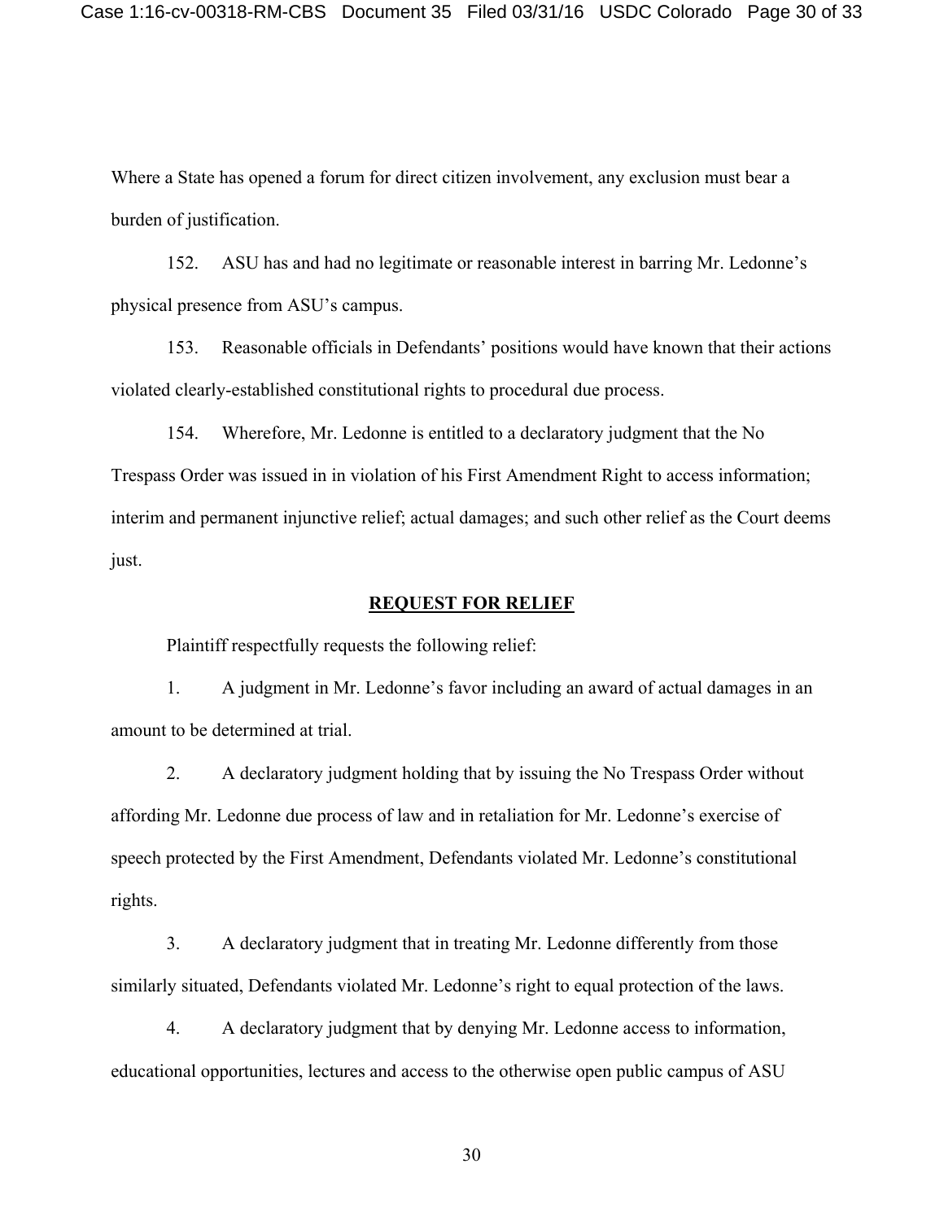Where a State has opened a forum for direct citizen involvement, any exclusion must bear a burden of justification.

152. ASU has and had no legitimate or reasonable interest in barring Mr. Ledonne's physical presence from ASU's campus.

153. Reasonable officials in Defendants' positions would have known that their actions violated clearly-established constitutional rights to procedural due process.

154. Wherefore, Mr. Ledonne is entitled to a declaratory judgment that the No Trespass Order was issued in in violation of his First Amendment Right to access information; interim and permanent injunctive relief; actual damages; and such other relief as the Court deems just.

## REQUEST FOR RELIEF

Plaintiff respectfully requests the following relief:

1. A judgment in Mr. Ledonne's favor including an award of actual damages in an amount to be determined at trial.

2. A declaratory judgment holding that by issuing the No Trespass Order without affording Mr. Ledonne due process of law and in retaliation for Mr. Ledonne's exercise of speech protected by the First Amendment, Defendants violated Mr. Ledonne's constitutional rights.

3. A declaratory judgment that in treating Mr. Ledonne differently from those similarly situated, Defendants violated Mr. Ledonne's right to equal protection of the laws.

4. A declaratory judgment that by denying Mr. Ledonne access to information, educational opportunities, lectures and access to the otherwise open public campus of ASU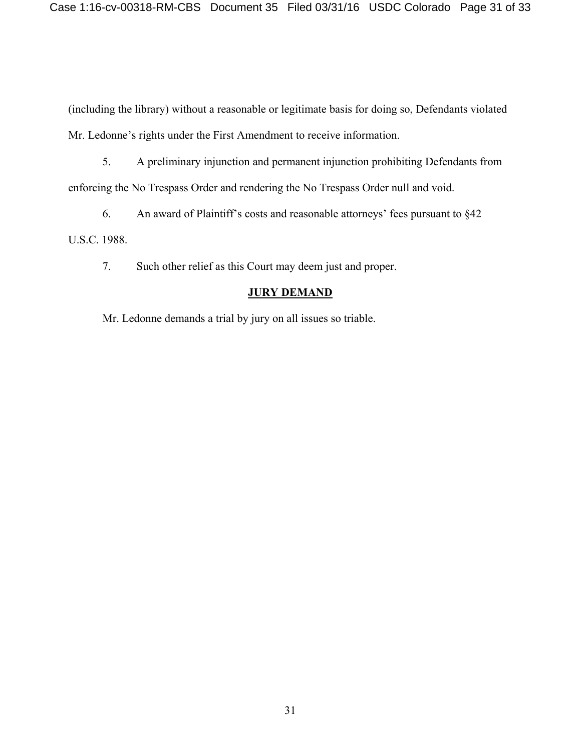(including the library) without a reasonable or legitimate basis for doing so, Defendants violated Mr. Ledonne's rights under the First Amendment to receive information.

5. A preliminary injunction and permanent injunction prohibiting Defendants from enforcing the No Trespass Order and rendering the No Trespass Order null and void.

6. An award of Plaintiff's costs and reasonable attorneys' fees pursuant to §42 U.S.C. 1988.

7. Such other relief as this Court may deem just and proper.

## **JURY DEMAND**

Mr. Ledonne demands a trial by jury on all issues so triable.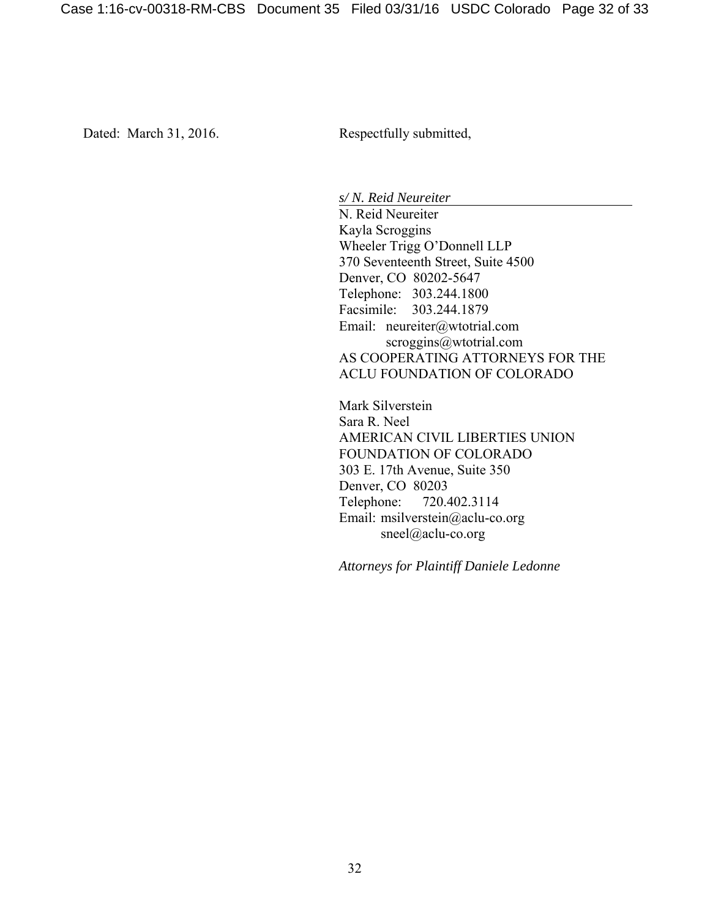Dated: March 31, 2016.

Respectfully submitted,

*s/ N. Reid Neureiter*

N. Reid Neureiter
Kayla Scroggins
Wheeler Trigg O'Donnell LLP
370 Seventeenth Street, Suite 4500
Denver, CO 80202-5647
Telephone: 303.244.1800
Facsimile: 303.244.1879
Email: neureiter@wtotrial.com
scroggins@wtotrial.com
AS COOPERATING ATTORNEYS FOR THE ACLU FOUNDATION OF COLORADO

Mark Silverstein
Sara R. Neel
AMERICAN CIVIL LIBERTIES UNION FOUNDATION OF COLORADO
303 E. 17th Avenue, Suite 350
Denver, CO 80203
Telephone: 720.402.3114
Email: msilverstein@aclu-co.org
sneel@aclu-co.org

*Attorneys for Plaintiff Daniele Ledonne*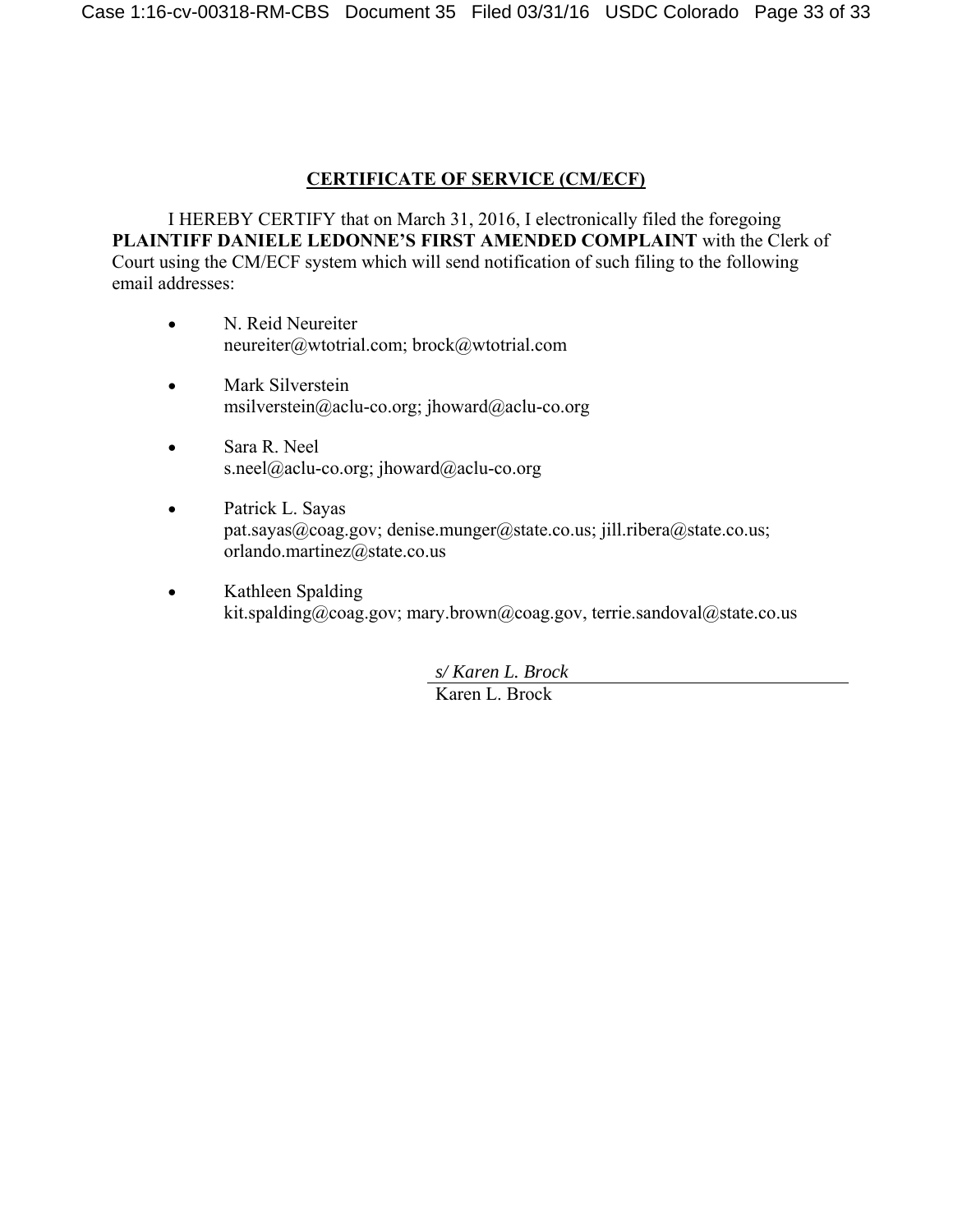**CERTIFICATE OF SERVICE (CM/ECF)**

I HEREBY CERTIFY that on March 31, 2016, I electronically filed the foregoing **PLAINTIFF DANIELE LEDONNE'S FIRST AMENDED COMPLAINT** with the Clerk of Court using the CM/ECF system which will send notification of such filing to the following email addresses:

- N. Reid Neureiter
  neureiter@wtotrial.com; brock@wtotrial.com

- Mark Silverstein
  msilverstein@aclu-co.org; jhoward@aclu-co.org

- Sara R. Neel
  s.neel@aclu-co.org; jhoward@aclu-co.org

- Patrick L. Sayas
  pat.sayas@coag.gov; denise.munger@state.co.us; jill.ribera@state.co.us; orlando.martinez@state.co.us

- Kathleen Spalding
  kit.spalding@coag.gov; mary.brown@coag.gov, terrie.sandoval@state.co.us

*s/ Karen L. Brock*
Karen L. Brock